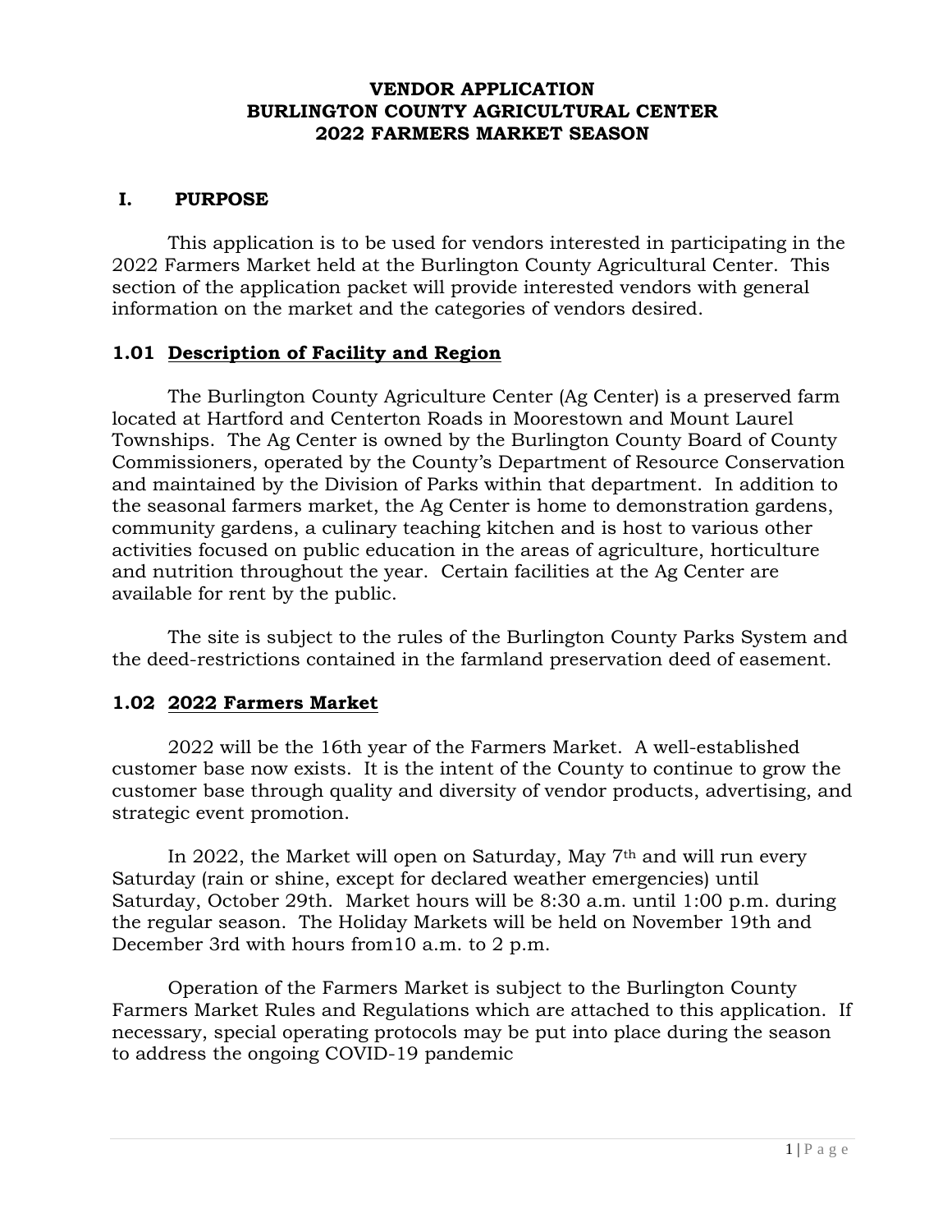# VENDOR APPLICATION
# BURLINGTON COUNTY AGRICULTURAL CENTER
# 2022 FARMERS MARKET SEASON

## I. PURPOSE

This application is to be used for vendors interested in participating in the 2022 Farmers Market held at the Burlington County Agricultural Center. This section of the application packet will provide interested vendors with general information on the market and the categories of vendors desired.

### 1.01 <u>Description of Facility and Region</u>

The Burlington County Agriculture Center (Ag Center) is a preserved farm located at Hartford and Centerton Roads in Moorestown and Mount Laurel Townships. The Ag Center is owned by the Burlington County Board of County Commissioners, operated by the County's Department of Resource Conservation and maintained by the Division of Parks within that department. In addition to the seasonal farmers market, the Ag Center is home to demonstration gardens, community gardens, a culinary teaching kitchen and is host to various other activities focused on public education in the areas of agriculture, horticulture and nutrition throughout the year. Certain facilities at the Ag Center are available for rent by the public.

The site is subject to the rules of the Burlington County Parks System and the deed-restrictions contained in the farmland preservation deed of easement.

### 1.02 <u>2022 Farmers Market</u>

2022 will be the 16th year of the Farmers Market. A well-established customer base now exists. It is the intent of the County to continue to grow the customer base through quality and diversity of vendor products, advertising, and strategic event promotion.

In 2022, the Market will open on Saturday, May 7th and will run every Saturday (rain or shine, except for declared weather emergencies) until Saturday, October 29th. Market hours will be 8:30 a.m. until 1:00 p.m. during the regular season. The Holiday Markets will be held on November 19th and December 3rd with hours from10 a.m. to 2 p.m.

Operation of the Farmers Market is subject to the Burlington County Farmers Market Rules and Regulations which are attached to this application. If necessary, special operating protocols may be put into place during the season to address the ongoing COVID-19 pandemic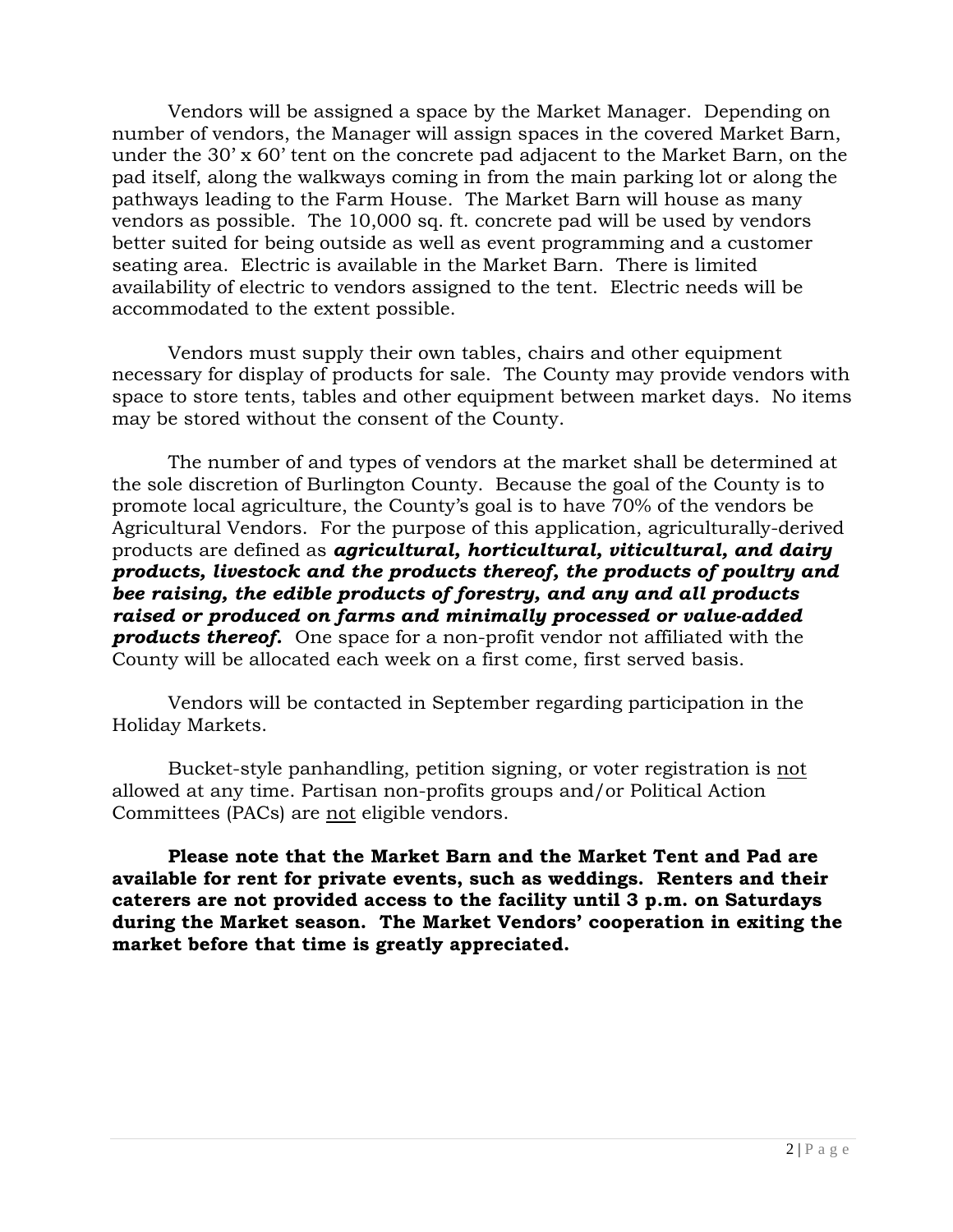Vendors will be assigned a space by the Market Manager. Depending on number of vendors, the Manager will assign spaces in the covered Market Barn, under the 30' x 60' tent on the concrete pad adjacent to the Market Barn, on the pad itself, along the walkways coming in from the main parking lot or along the pathways leading to the Farm House. The Market Barn will house as many vendors as possible. The 10,000 sq. ft. concrete pad will be used by vendors better suited for being outside as well as event programming and a customer seating area. Electric is available in the Market Barn. There is limited availability of electric to vendors assigned to the tent. Electric needs will be accommodated to the extent possible.

Vendors must supply their own tables, chairs and other equipment necessary for display of products for sale. The County may provide vendors with space to store tents, tables and other equipment between market days. No items may be stored without the consent of the County.

The number of and types of vendors at the market shall be determined at the sole discretion of Burlington County. Because the goal of the County is to promote local agriculture, the County's goal is to have 70% of the vendors be Agricultural Vendors. For the purpose of this application, agriculturally-derived products are defined as ***agricultural, horticultural, viticultural, and dairy products, livestock and the products thereof, the products of poultry and bee raising, the edible products of forestry, and any and all products raised or produced on farms and minimally processed or value-added products thereof.*** One space for a non-profit vendor not affiliated with the County will be allocated each week on a first come, first served basis.

Vendors will be contacted in September regarding participation in the Holiday Markets.

Bucket-style panhandling, petition signing, or voter registration is <u>not</u> allowed at any time. Partisan non-profits groups and/or Political Action Committees (PACs) are <u>not</u> eligible vendors.

**Please note that the Market Barn and the Market Tent and Pad are available for rent for private events, such as weddings. Renters and their caterers are not provided access to the facility until 3 p.m. on Saturdays during the Market season. The Market Vendors' cooperation in exiting the market before that time is greatly appreciated.**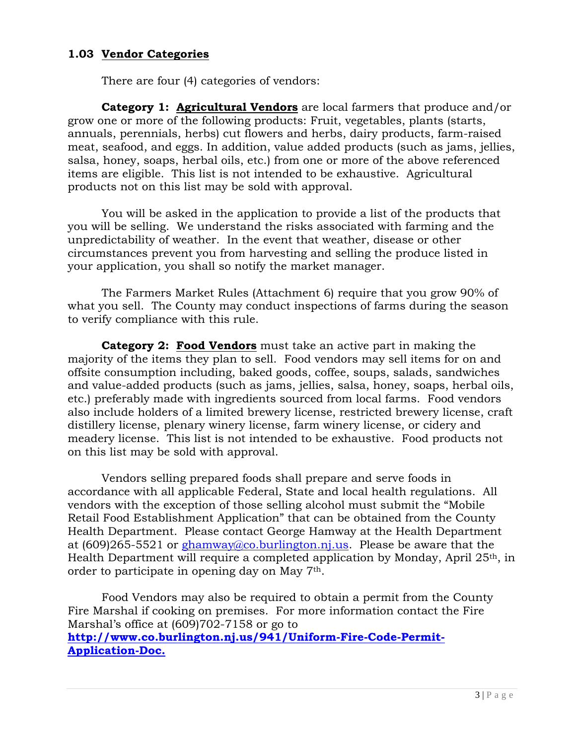### 1.03 Vendor Categories

There are four (4) categories of vendors:

**Category 1: Agricultural Vendors** are local farmers that produce and/or grow one or more of the following products: Fruit, vegetables, plants (starts, annuals, perennials, herbs) cut flowers and herbs, dairy products, farm-raised meat, seafood, and eggs. In addition, value added products (such as jams, jellies, salsa, honey, soaps, herbal oils, etc.) from one or more of the above referenced items are eligible. This list is not intended to be exhaustive. Agricultural products not on this list may be sold with approval.

You will be asked in the application to provide a list of the products that you will be selling. We understand the risks associated with farming and the unpredictability of weather. In the event that weather, disease or other circumstances prevent you from harvesting and selling the produce listed in your application, you shall so notify the market manager.

The Farmers Market Rules (Attachment 6) require that you grow 90% of what you sell. The County may conduct inspections of farms during the season to verify compliance with this rule.

**Category 2: Food Vendors** must take an active part in making the majority of the items they plan to sell. Food vendors may sell items for on and offsite consumption including, baked goods, coffee, soups, salads, sandwiches and value-added products (such as jams, jellies, salsa, honey, soaps, herbal oils, etc.) preferably made with ingredients sourced from local farms. Food vendors also include holders of a limited brewery license, restricted brewery license, craft distillery license, plenary winery license, farm winery license, or cidery and meadery license. This list is not intended to be exhaustive. Food products not on this list may be sold with approval.

Vendors selling prepared foods shall prepare and serve foods in accordance with all applicable Federal, State and local health regulations. All vendors with the exception of those selling alcohol must submit the "Mobile Retail Food Establishment Application" that can be obtained from the County Health Department. Please contact George Hamway at the Health Department at (609)265-5521 or ghamway@co.burlington.nj.us. Please be aware that the Health Department will require a completed application by Monday, April 25th, in order to participate in opening day on May 7th.

Food Vendors may also be required to obtain a permit from the County Fire Marshal if cooking on premises. For more information contact the Fire Marshal's office at (609)702-7158 or go to **http://www.co.burlington.nj.us/941/Uniform-Fire-Code-Permit-Application-Doc.**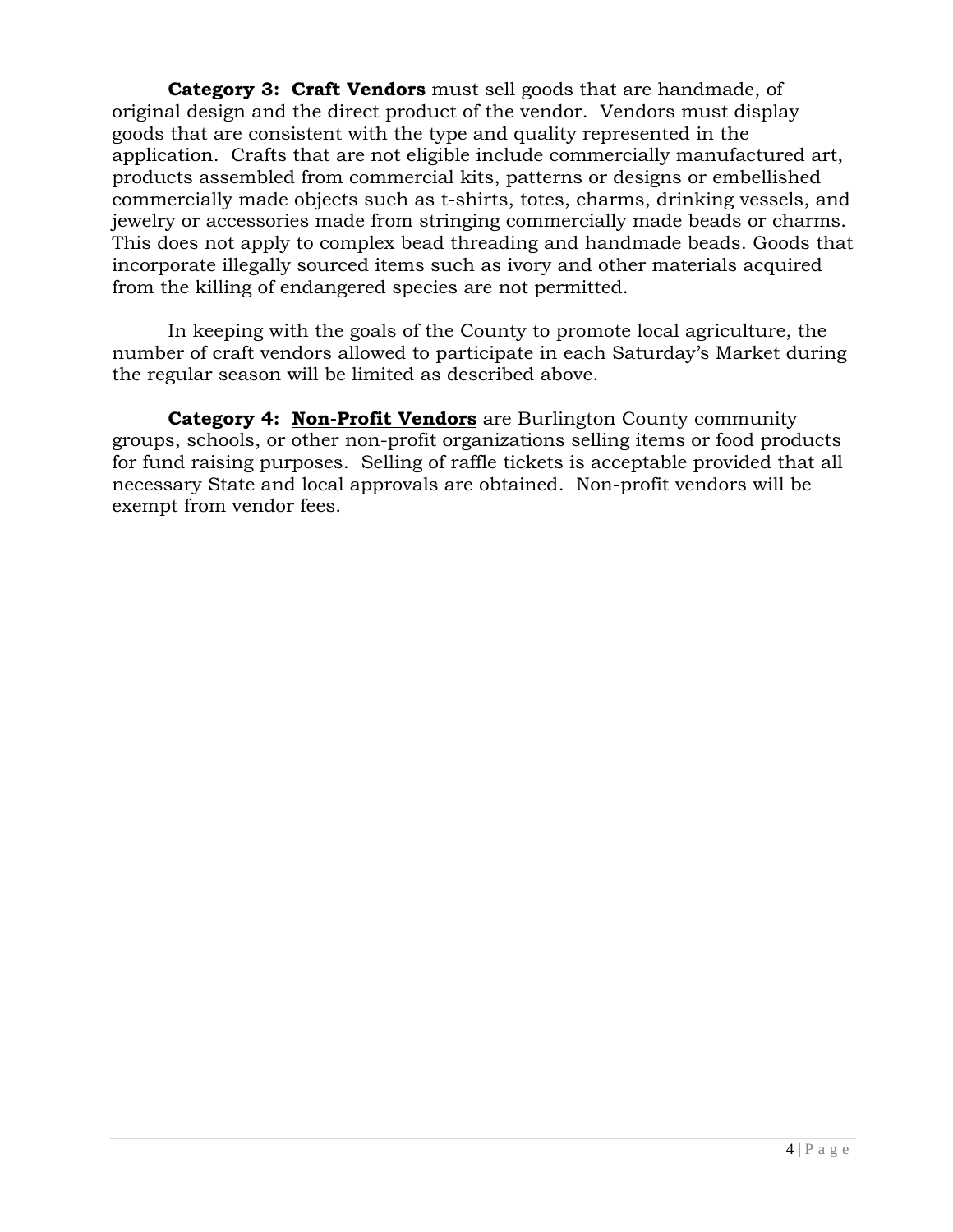**Category 3: Craft Vendors** must sell goods that are handmade, of original design and the direct product of the vendor. Vendors must display goods that are consistent with the type and quality represented in the application. Crafts that are not eligible include commercially manufactured art, products assembled from commercial kits, patterns or designs or embellished commercially made objects such as t-shirts, totes, charms, drinking vessels, and jewelry or accessories made from stringing commercially made beads or charms. This does not apply to complex bead threading and handmade beads. Goods that incorporate illegally sourced items such as ivory and other materials acquired from the killing of endangered species are not permitted.

In keeping with the goals of the County to promote local agriculture, the number of craft vendors allowed to participate in each Saturday's Market during the regular season will be limited as described above.

**Category 4: Non-Profit Vendors** are Burlington County community groups, schools, or other non-profit organizations selling items or food products for fund raising purposes. Selling of raffle tickets is acceptable provided that all necessary State and local approvals are obtained. Non-profit vendors will be exempt from vendor fees.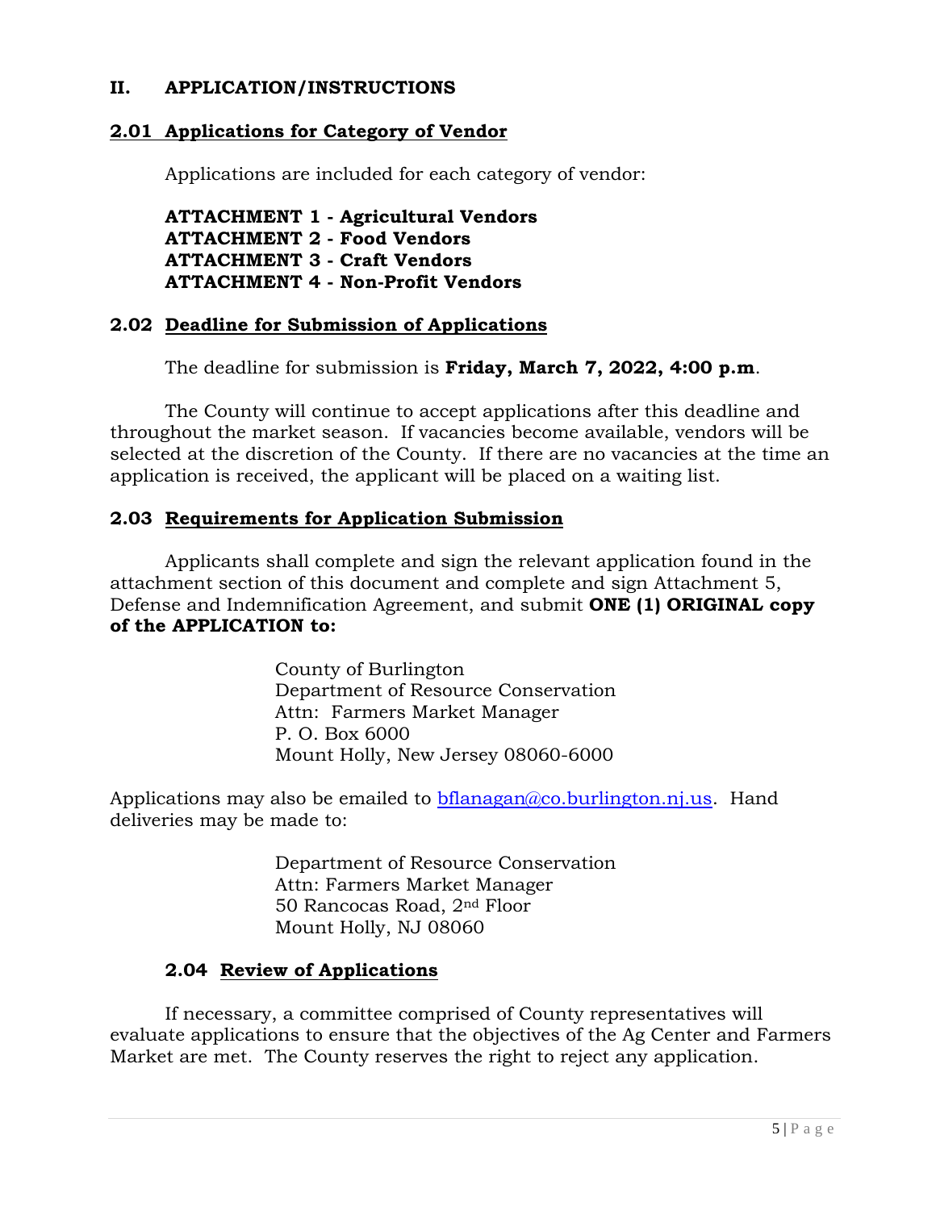## II. APPLICATION/INSTRUCTIONS

### 2.01 Applications for Category of Vendor

Applications are included for each category of vendor:

**ATTACHMENT 1 - Agricultural Vendors**
**ATTACHMENT 2 - Food Vendors**
**ATTACHMENT 3 - Craft Vendors**
**ATTACHMENT 4 - Non-Profit Vendors**

### 2.02 Deadline for Submission of Applications

The deadline for submission is **Friday, March 7, 2022, 4:00 p.m**.

The County will continue to accept applications after this deadline and throughout the market season. If vacancies become available, vendors will be selected at the discretion of the County. If there are no vacancies at the time an application is received, the applicant will be placed on a waiting list.

### 2.03 Requirements for Application Submission

Applicants shall complete and sign the relevant application found in the attachment section of this document and complete and sign Attachment 5, Defense and Indemnification Agreement, and submit **ONE (1) ORIGINAL copy of the APPLICATION to:**

County of Burlington
Department of Resource Conservation
Attn: Farmers Market Manager
P. O. Box 6000
Mount Holly, New Jersey 08060-6000

Applications may also be emailed to bflanagan@co.burlington.nj.us. Hand deliveries may be made to:

Department of Resource Conservation
Attn: Farmers Market Manager
50 Rancocas Road, 2nd Floor
Mount Holly, NJ 08060

### 2.04 Review of Applications

If necessary, a committee comprised of County representatives will evaluate applications to ensure that the objectives of the Ag Center and Farmers Market are met. The County reserves the right to reject any application.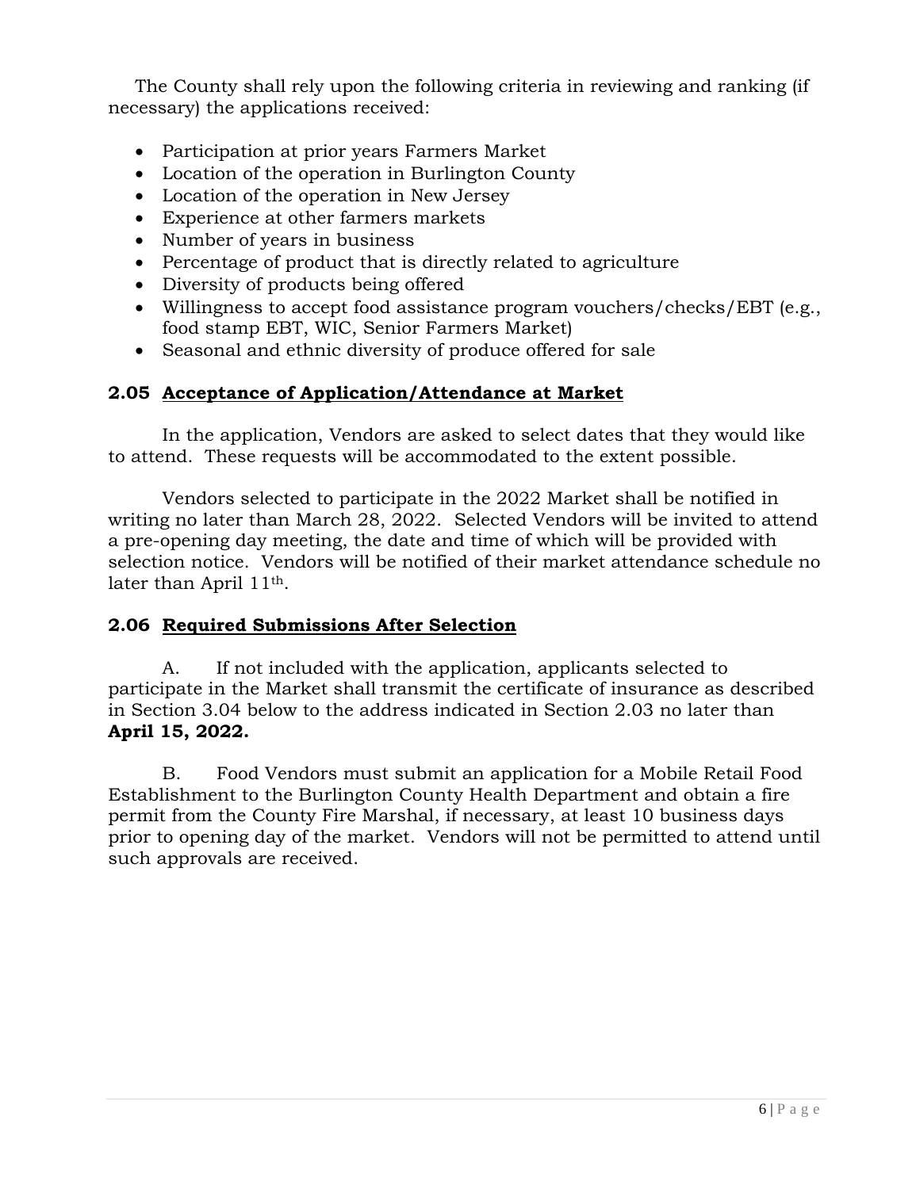The County shall rely upon the following criteria in reviewing and ranking (if necessary) the applications received:

- Participation at prior years Farmers Market
- Location of the operation in Burlington County
- Location of the operation in New Jersey
- Experience at other farmers markets
- Number of years in business
- Percentage of product that is directly related to agriculture
- Diversity of products being offered
- Willingness to accept food assistance program vouchers/checks/EBT (e.g., food stamp EBT, WIC, Senior Farmers Market)
- Seasonal and ethnic diversity of produce offered for sale

### 2.05 Acceptance of Application/Attendance at Market

In the application, Vendors are asked to select dates that they would like to attend. These requests will be accommodated to the extent possible.

Vendors selected to participate in the 2022 Market shall be notified in writing no later than March 28, 2022. Selected Vendors will be invited to attend a pre-opening day meeting, the date and time of which will be provided with selection notice. Vendors will be notified of their market attendance schedule no later than April 11th.

### 2.06 Required Submissions After Selection

A. If not included with the application, applicants selected to participate in the Market shall transmit the certificate of insurance as described in Section 3.04 below to the address indicated in Section 2.03 no later than **April 15, 2022.**

B. Food Vendors must submit an application for a Mobile Retail Food Establishment to the Burlington County Health Department and obtain a fire permit from the County Fire Marshal, if necessary, at least 10 business days prior to opening day of the market. Vendors will not be permitted to attend until such approvals are received.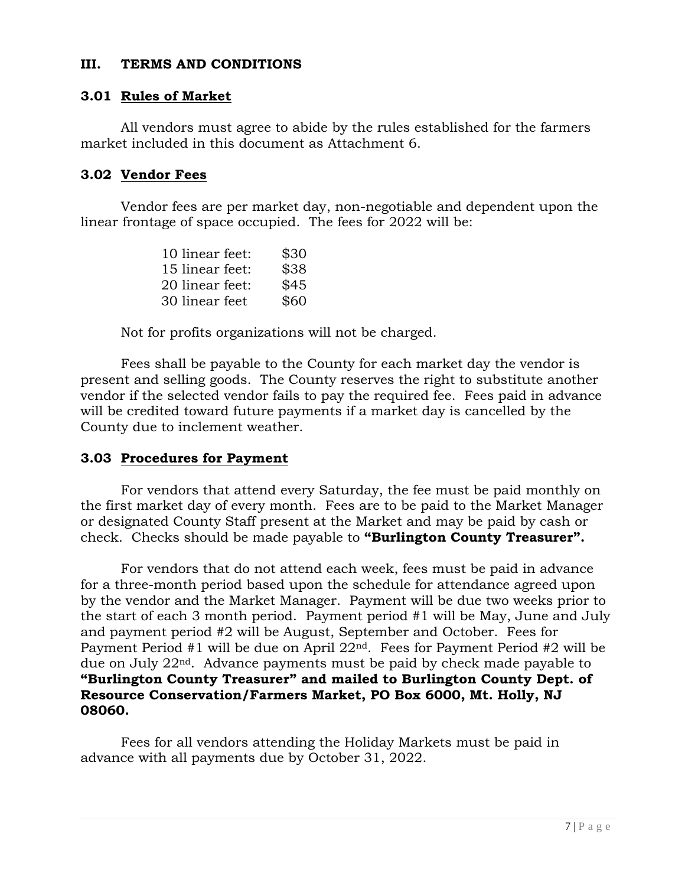## III. TERMS AND CONDITIONS

### 3.01 Rules of Market

All vendors must agree to abide by the rules established for the farmers market included in this document as Attachment 6.

### 3.02 Vendor Fees

Vendor fees are per market day, non-negotiable and dependent upon the linear frontage of space occupied. The fees for 2022 will be:

| | |
|---|---|
| 10 linear feet: | $30 |
| 15 linear feet: | $38 |
| 20 linear feet: | $45 |
| 30 linear feet | $60 |

Not for profits organizations will not be charged.

Fees shall be payable to the County for each market day the vendor is present and selling goods. The County reserves the right to substitute another vendor if the selected vendor fails to pay the required fee. Fees paid in advance will be credited toward future payments if a market day is cancelled by the County due to inclement weather.

### 3.03 Procedures for Payment

For vendors that attend every Saturday, the fee must be paid monthly on the first market day of every month. Fees are to be paid to the Market Manager or designated County Staff present at the Market and may be paid by cash or check. Checks should be made payable to **"Burlington County Treasurer".**

For vendors that do not attend each week, fees must be paid in advance for a three-month period based upon the schedule for attendance agreed upon by the vendor and the Market Manager. Payment will be due two weeks prior to the start of each 3 month period. Payment period #1 will be May, June and July and payment period #2 will be August, September and October. Fees for Payment Period #1 will be due on April 22nd. Fees for Payment Period #2 will be due on July 22nd. Advance payments must be paid by check made payable to **"Burlington County Treasurer" and mailed to Burlington County Dept. of Resource Conservation/Farmers Market, PO Box 6000, Mt. Holly, NJ 08060.**

Fees for all vendors attending the Holiday Markets must be paid in advance with all payments due by October 31, 2022.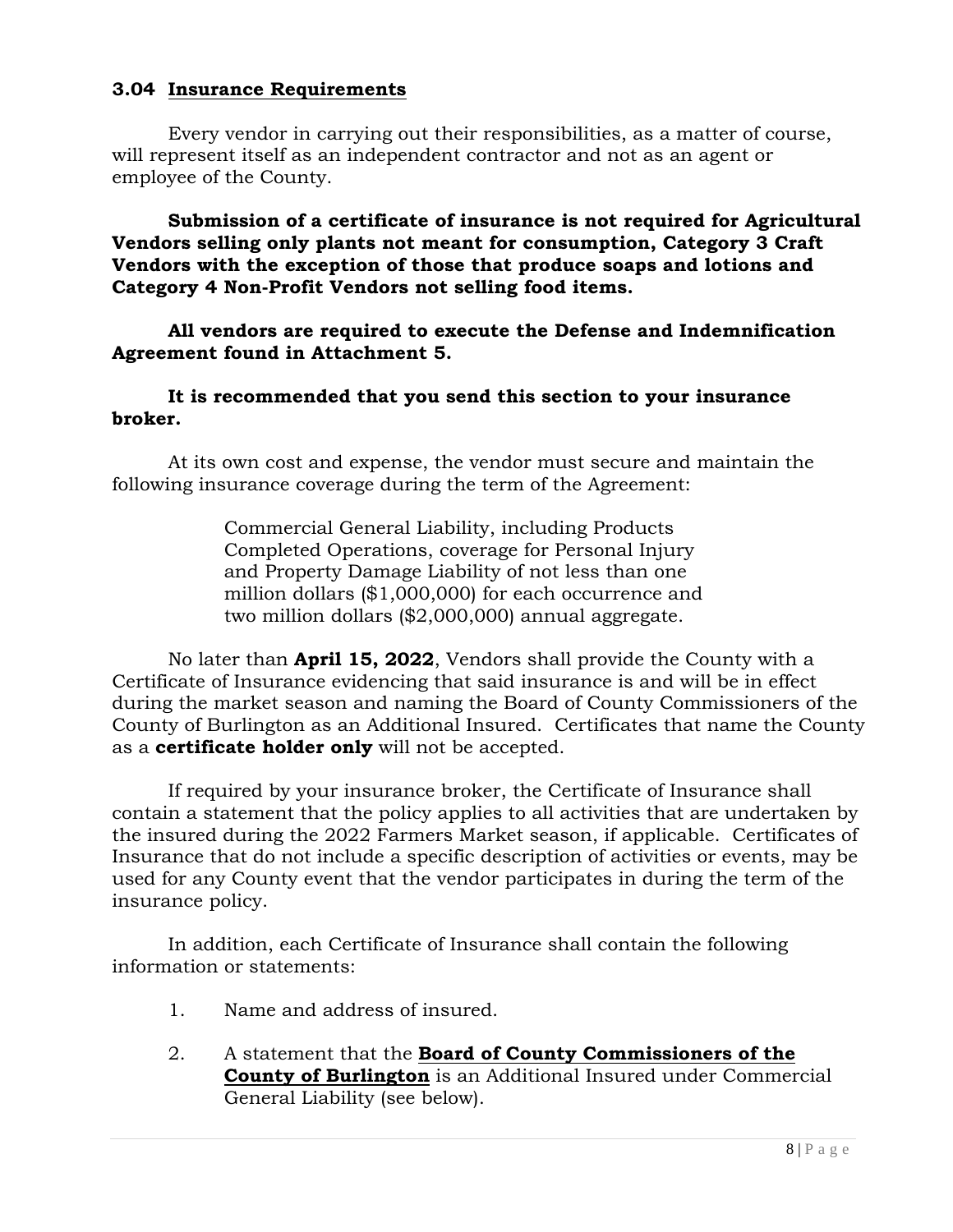### 3.04 Insurance Requirements

Every vendor in carrying out their responsibilities, as a matter of course, will represent itself as an independent contractor and not as an agent or employee of the County.

**Submission of a certificate of insurance is not required for Agricultural Vendors selling only plants not meant for consumption, Category 3 Craft Vendors with the exception of those that produce soaps and lotions and Category 4 Non-Profit Vendors not selling food items.**

**All vendors are required to execute the Defense and Indemnification Agreement found in Attachment 5.**

**It is recommended that you send this section to your insurance broker.**

At its own cost and expense, the vendor must secure and maintain the following insurance coverage during the term of the Agreement:

> Commercial General Liability, including Products Completed Operations, coverage for Personal Injury and Property Damage Liability of not less than one million dollars ($1,000,000) for each occurrence and two million dollars ($2,000,000) annual aggregate.

No later than **April 15, 2022**, Vendors shall provide the County with a Certificate of Insurance evidencing that said insurance is and will be in effect during the market season and naming the Board of County Commissioners of the County of Burlington as an Additional Insured. Certificates that name the County as a **certificate holder only** will not be accepted.

If required by your insurance broker, the Certificate of Insurance shall contain a statement that the policy applies to all activities that are undertaken by the insured during the 2022 Farmers Market season, if applicable. Certificates of Insurance that do not include a specific description of activities or events, may be used for any County event that the vendor participates in during the term of the insurance policy.

In addition, each Certificate of Insurance shall contain the following information or statements:

1. Name and address of insured.
2. A statement that the **Board of County Commissioners of the County of Burlington** is an Additional Insured under Commercial General Liability (see below).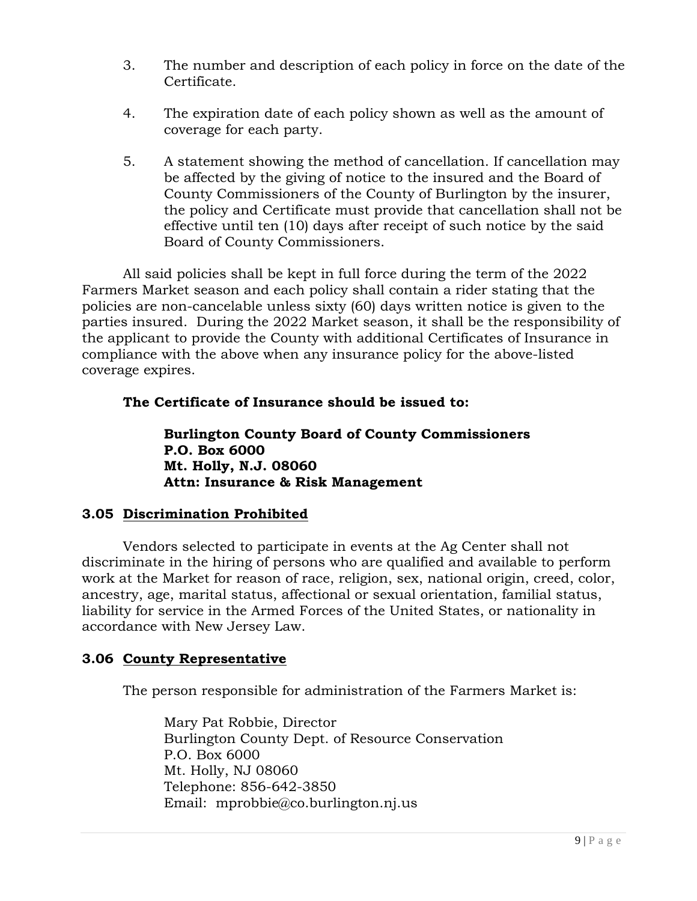3. The number and description of each policy in force on the date of the Certificate.

4. The expiration date of each policy shown as well as the amount of coverage for each party.

5. A statement showing the method of cancellation. If cancellation may be affected by the giving of notice to the insured and the Board of County Commissioners of the County of Burlington by the insurer, the policy and Certificate must provide that cancellation shall not be effective until ten (10) days after receipt of such notice by the said Board of County Commissioners.

All said policies shall be kept in full force during the term of the 2022 Farmers Market season and each policy shall contain a rider stating that the policies are non-cancelable unless sixty (60) days written notice is given to the parties insured. During the 2022 Market season, it shall be the responsibility of the applicant to provide the County with additional Certificates of Insurance in compliance with the above when any insurance policy for the above-listed coverage expires.

**The Certificate of Insurance should be issued to:**

**Burlington County Board of County Commissioners**
**P.O. Box 6000**
**Mt. Holly, N.J. 08060**
**Attn: Insurance & Risk Management**

### 3.05 Discrimination Prohibited

Vendors selected to participate in events at the Ag Center shall not discriminate in the hiring of persons who are qualified and available to perform work at the Market for reason of race, religion, sex, national origin, creed, color, ancestry, age, marital status, affectional or sexual orientation, familial status, liability for service in the Armed Forces of the United States, or nationality in accordance with New Jersey Law.

### 3.06 County Representative

The person responsible for administration of the Farmers Market is:

Mary Pat Robbie, Director
Burlington County Dept. of Resource Conservation
P.O. Box 6000
Mt. Holly, NJ 08060
Telephone: 856-642-3850
Email: mprobbie@co.burlington.nj.us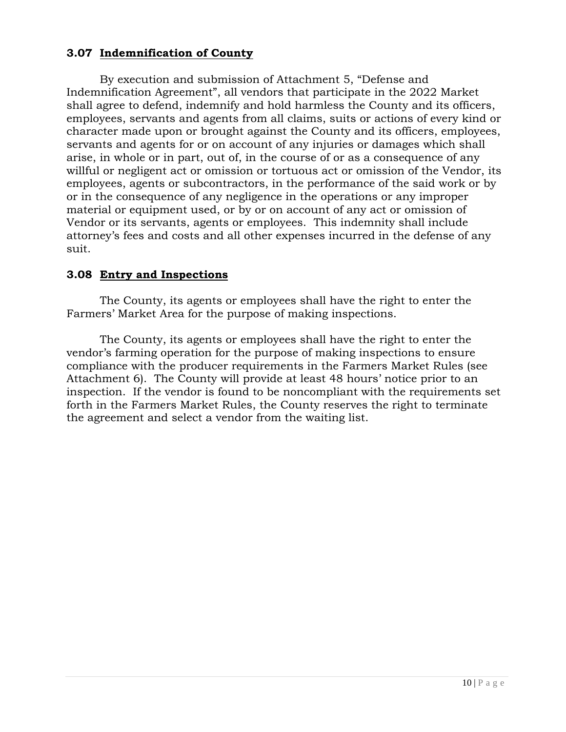### 3.07 Indemnification of County

By execution and submission of Attachment 5, "Defense and Indemnification Agreement", all vendors that participate in the 2022 Market shall agree to defend, indemnify and hold harmless the County and its officers, employees, servants and agents from all claims, suits or actions of every kind or character made upon or brought against the County and its officers, employees, servants and agents for or on account of any injuries or damages which shall arise, in whole or in part, out of, in the course of or as a consequence of any willful or negligent act or omission or tortuous act or omission of the Vendor, its employees, agents or subcontractors, in the performance of the said work or by or in the consequence of any negligence in the operations or any improper material or equipment used, or by or on account of any act or omission of Vendor or its servants, agents or employees. This indemnity shall include attorney's fees and costs and all other expenses incurred in the defense of any suit.

### 3.08 Entry and Inspections

The County, its agents or employees shall have the right to enter the Farmers' Market Area for the purpose of making inspections.

The County, its agents or employees shall have the right to enter the vendor's farming operation for the purpose of making inspections to ensure compliance with the producer requirements in the Farmers Market Rules (see Attachment 6). The County will provide at least 48 hours' notice prior to an inspection. If the vendor is found to be noncompliant with the requirements set forth in the Farmers Market Rules, the County reserves the right to terminate the agreement and select a vendor from the waiting list.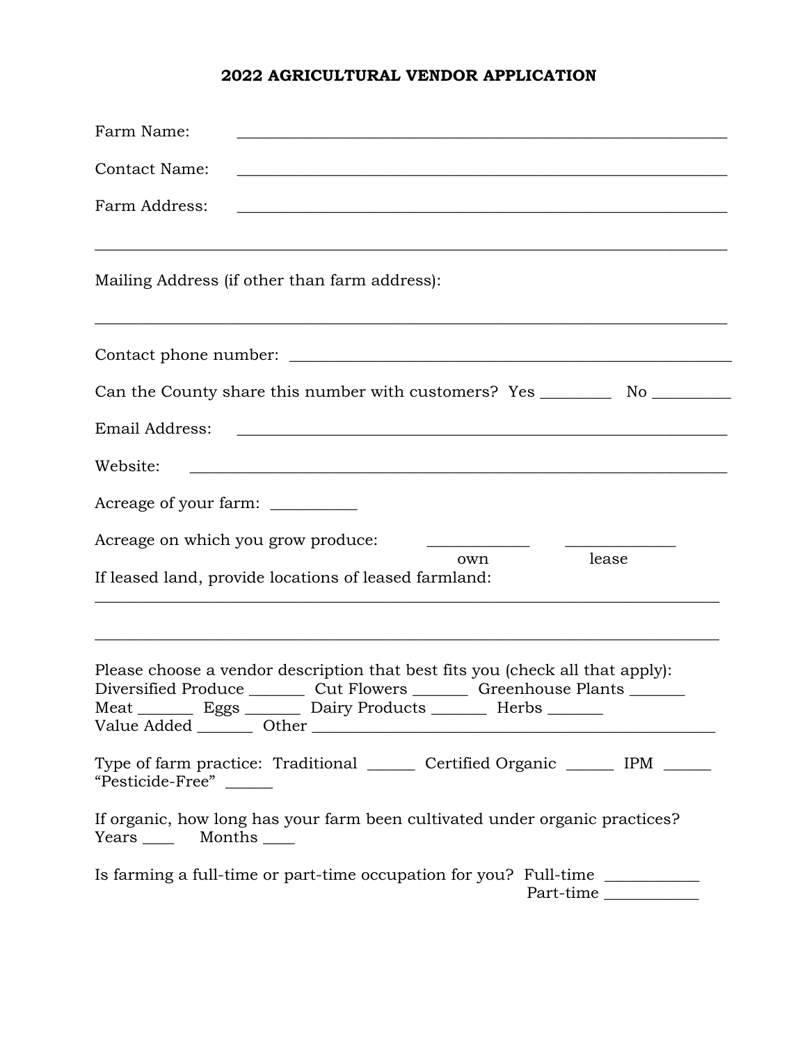# 2022 AGRICULTURAL VENDOR APPLICATION

Farm Name: ___________________________________________________________

Contact Name: ___________________________________________________________

Farm Address: ___________________________________________________________

_____________________________________________________________________________

Mailing Address (if other than farm address):

_____________________________________________________________________________

Contact phone number: _____________________________________________________

Can the County share this number with customers? Yes ________ No _________

Email Address: ___________________________________________________________

Website: _______________________________________________________________

Acreage of your farm: ___________

Acreage on which you grow produce: _____________ own _____________ lease

If leased land, provide locations of leased farmland:

_____________________________________________________________________________

_____________________________________________________________________________

Please choose a vendor description that best fits you (check all that apply):
Diversified Produce _______ Cut Flowers _______ Greenhouse Plants _______
Meat _______ Eggs _______ Dairy Products _______ Herbs _______
Value Added _______ Other _____________________________________________

Type of farm practice: Traditional ______ Certified Organic ______ IPM ______
"Pesticide-Free" ______

If organic, how long has your farm been cultivated under organic practices?
Years ____ Months ____

Is farming a full-time or part-time occupation for you? Full-time ___________
Part-time ___________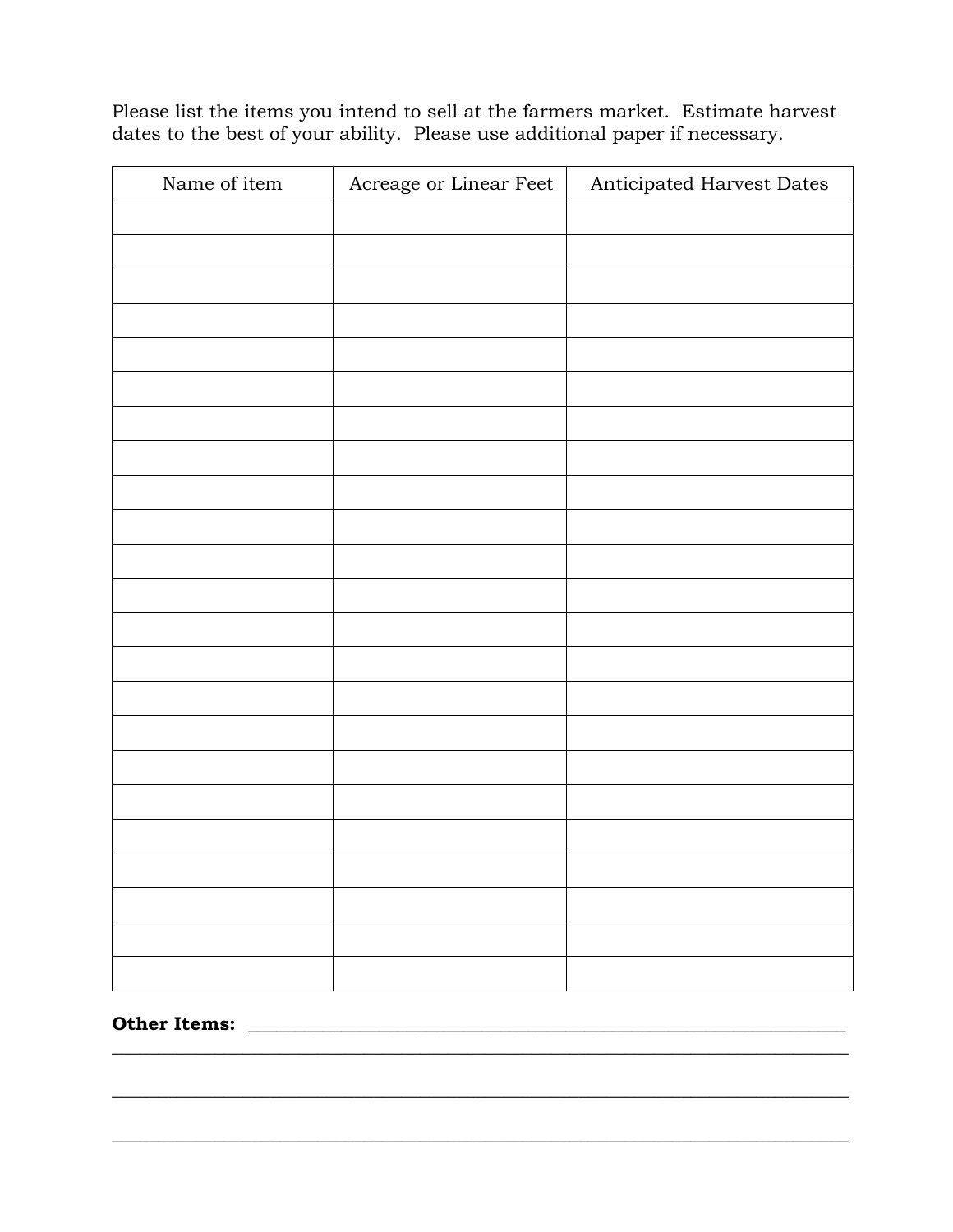Please list the items you intend to sell at the farmers market. Estimate harvest dates to the best of your ability. Please use additional paper if necessary.

| Name of item | Acreage or Linear Feet | Anticipated Harvest Dates |
|---|---|---|
| | | |
| | | |
| | | |
| | | |
| | | |
| | | |
| | | |
| | | |
| | | |
| | | |
| | | |
| | | |
| | | |
| | | |
| | | |
| | | |
| | | |
| | | |
| | | |
| | | |
| | | |
| | | |
| | | |

**Other Items:** ___________________________________________________________________

_____________________________________________________________________________

_____________________________________________________________________________

_____________________________________________________________________________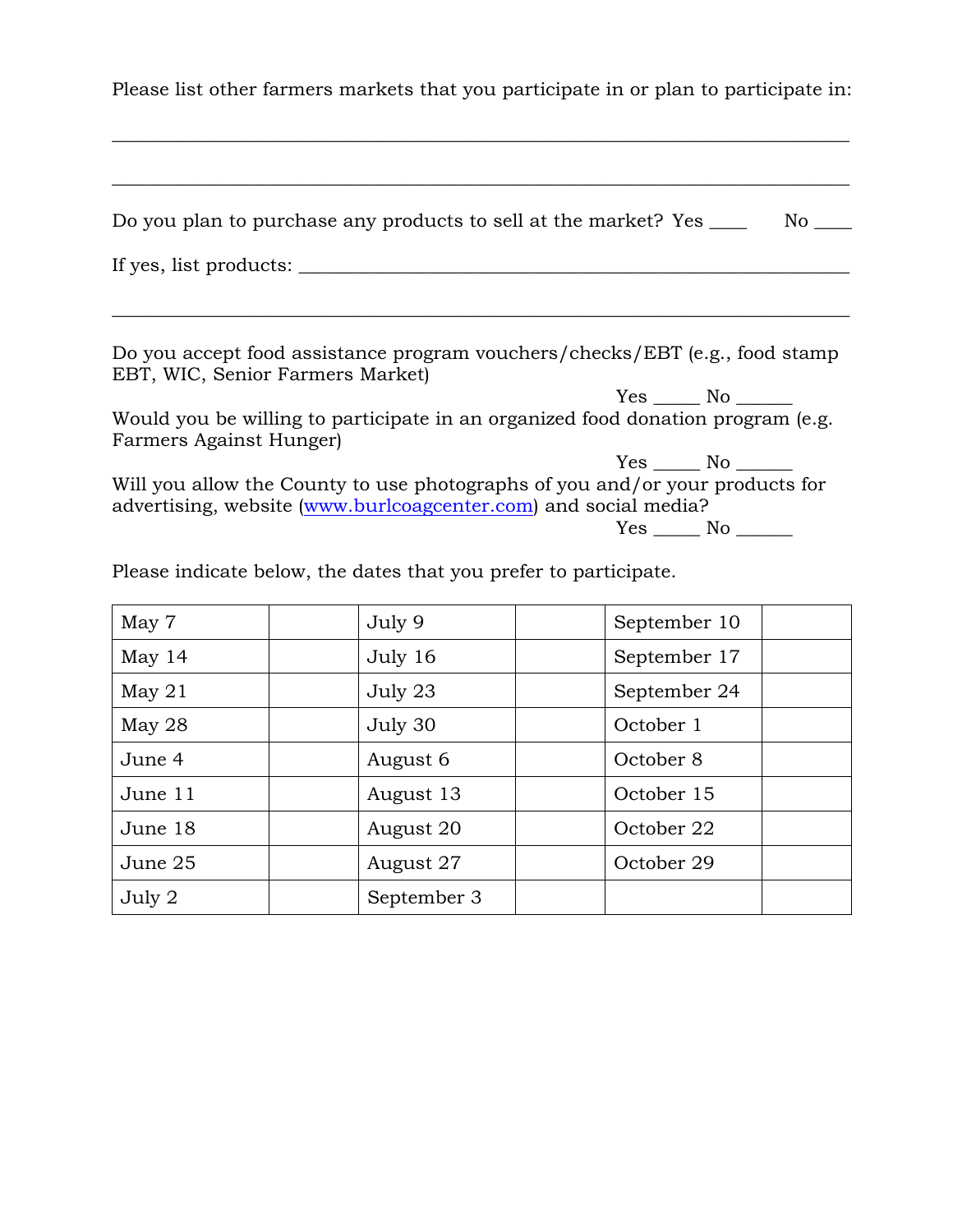Please list other farmers markets that you participate in or plan to participate in:

_______________________________________________________________________

_______________________________________________________________________

Do you plan to purchase any products to sell at the market? Yes ____ No ____

If yes, list products: _____________________________________________________

_______________________________________________________________________

Do you accept food assistance program vouchers/checks/EBT (e.g., food stamp EBT, WIC, Senior Farmers Market)

Yes _____ No ______

Would you be willing to participate in an organized food donation program (e.g. Farmers Against Hunger)

Yes _____ No ______

Will you allow the County to use photographs of you and/or your products for advertising, website (www.burlcoagcenter.com) and social media?

Yes _____ No ______

Please indicate below, the dates that you prefer to participate.

| | | | | | |
|---|---|---|---|---|---|
| May 7 | | July 9 | | September 10 | |
| May 14 | | July 16 | | September 17 | |
| May 21 | | July 23 | | September 24 | |
| May 28 | | July 30 | | October 1 | |
| June 4 | | August 6 | | October 8 | |
| June 11 | | August 13 | | October 15 | |
| June 18 | | August 20 | | October 22 | |
| June 25 | | August 27 | | October 29 | |
| July 2 | | September 3 | | | |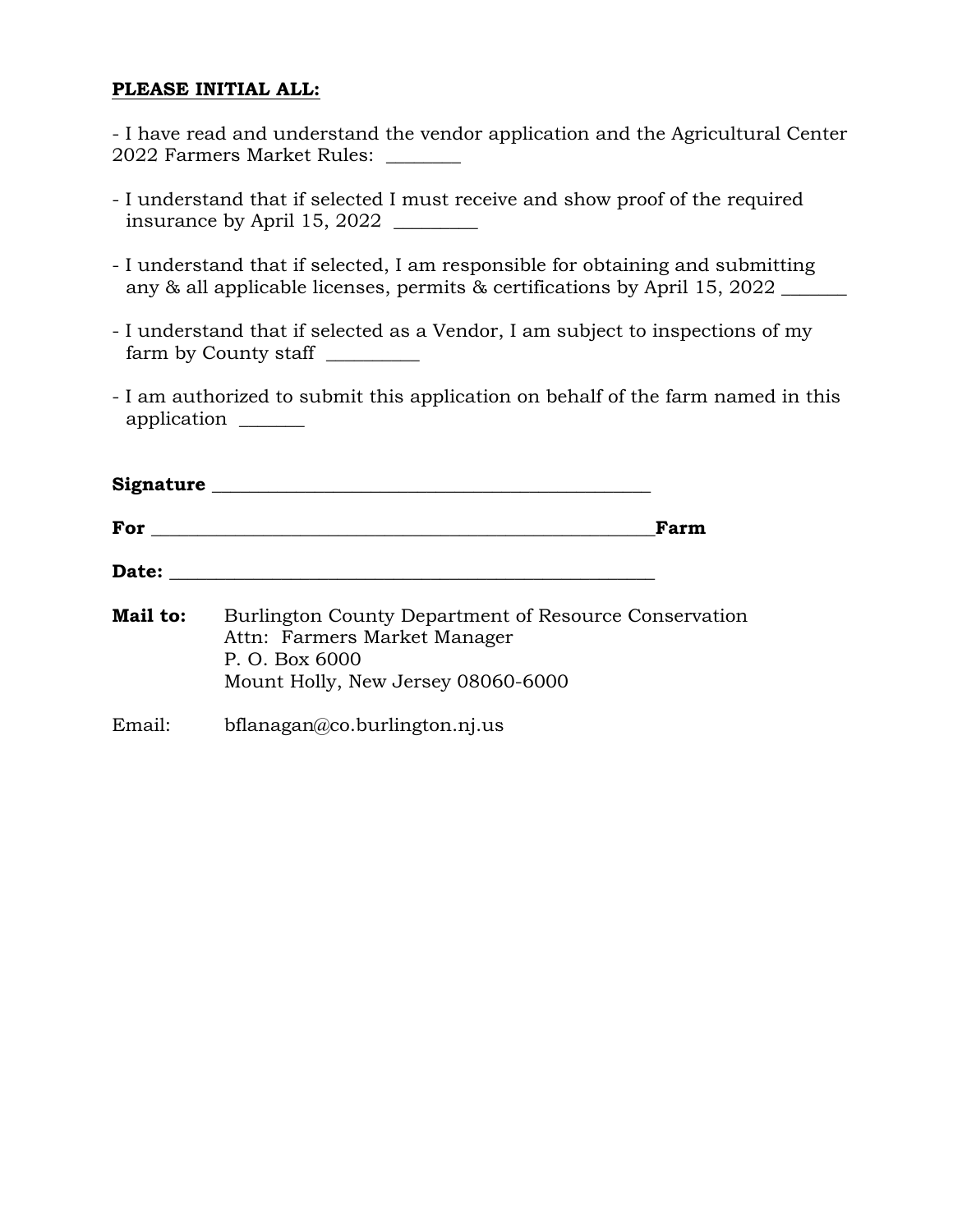**PLEASE INITIAL ALL:**

- I have read and understand the vendor application and the Agricultural Center 2022 Farmers Market Rules: ________

- I understand that if selected I must receive and show proof of the required insurance by April 15, 2022 _________

- I understand that if selected, I am responsible for obtaining and submitting any & all applicable licenses, permits & certifications by April 15, 2022 _______

- I understand that if selected as a Vendor, I am subject to inspections of my farm by County staff __________

- I am authorized to submit this application on behalf of the farm named in this application _______

**Signature** ________________________________________________

**For** _______________________________________________________**Farm**

**Date:** _____________________________________________________

**Mail to:** Burlington County Department of Resource Conservation
Attn: Farmers Market Manager
P. O. Box 6000
Mount Holly, New Jersey 08060-6000

Email: bflanagan@co.burlington.nj.us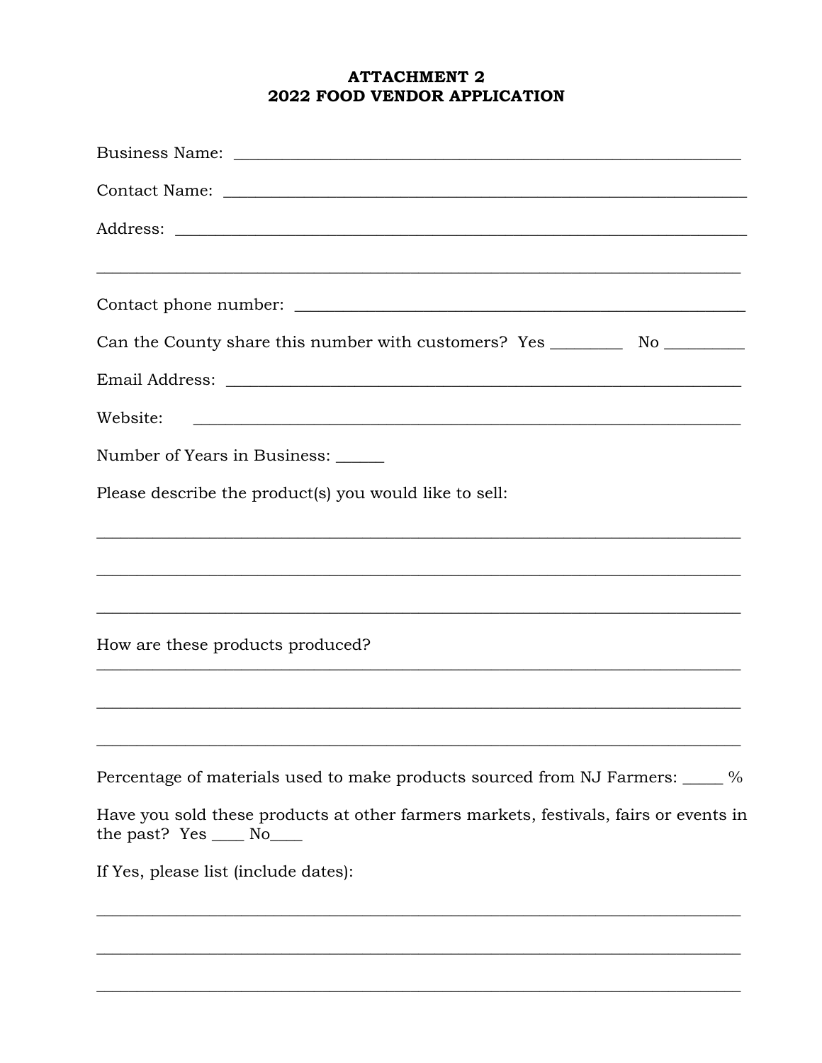**ATTACHMENT 2**
**2022 FOOD VENDOR APPLICATION**

Business Name: ____________________________________________________________

Contact Name: _____________________________________________________________

Address: _________________________________________________________________

__________________________________________________________________________

Contact phone number: _____________________________________________________

Can the County share this number with customers? Yes ________ No _________

Email Address: _____________________________________________________________

Website: ___________________________________________________________________

Number of Years in Business: ______

Please describe the product(s) you would like to sell:

__________________________________________________________________________

__________________________________________________________________________

__________________________________________________________________________

How are these products produced?

__________________________________________________________________________

__________________________________________________________________________

__________________________________________________________________________

Percentage of materials used to make products sourced from NJ Farmers: _____ %

Have you sold these products at other farmers markets, festivals, fairs or events in the past? Yes ____ No____

If Yes, please list (include dates):

__________________________________________________________________________

__________________________________________________________________________

__________________________________________________________________________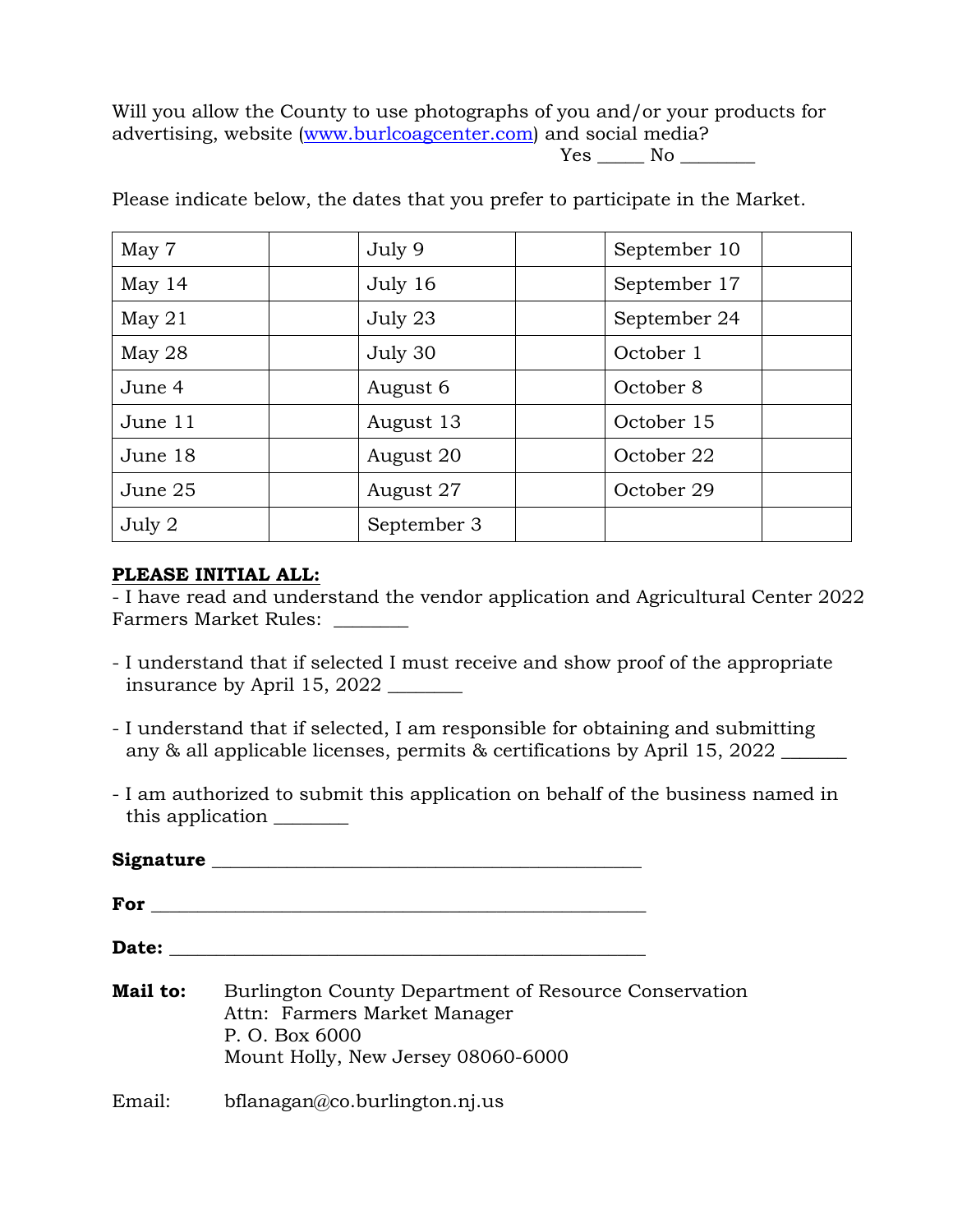Will you allow the County to use photographs of you and/or your products for advertising, website ([www.burlcoagcenter.com](http://www.burlcoagcenter.com)) and social media?

Yes _____ No ________

Please indicate below, the dates that you prefer to participate in the Market.

| | | | | | |
|---|---|---|---|---|---|
| May 7 | | July 9 | | September 10 | |
| May 14 | | July 16 | | September 17 | |
| May 21 | | July 23 | | September 24 | |
| May 28 | | July 30 | | October 1 | |
| June 4 | | August 6 | | October 8 | |
| June 11 | | August 13 | | October 15 | |
| June 18 | | August 20 | | October 22 | |
| June 25 | | August 27 | | October 29 | |
| July 2 | | September 3 | | | |

**PLEASE INITIAL ALL:**

- I have read and understand the vendor application and Agricultural Center 2022 Farmers Market Rules: ________
- I understand that if selected I must receive and show proof of the appropriate insurance by April 15, 2022 ________
- I understand that if selected, I am responsible for obtaining and submitting any & all applicable licenses, permits & certifications by April 15, 2022 _______
- I am authorized to submit this application on behalf of the business named in this application ________

**Signature** ____________________________________________

**For** ____________________________________________

**Date:** ____________________________________________

**Mail to:** Burlington County Department of Resource Conservation
Attn: Farmers Market Manager
P. O. Box 6000
Mount Holly, New Jersey 08060-6000

Email: bflanagan@co.burlington.nj.us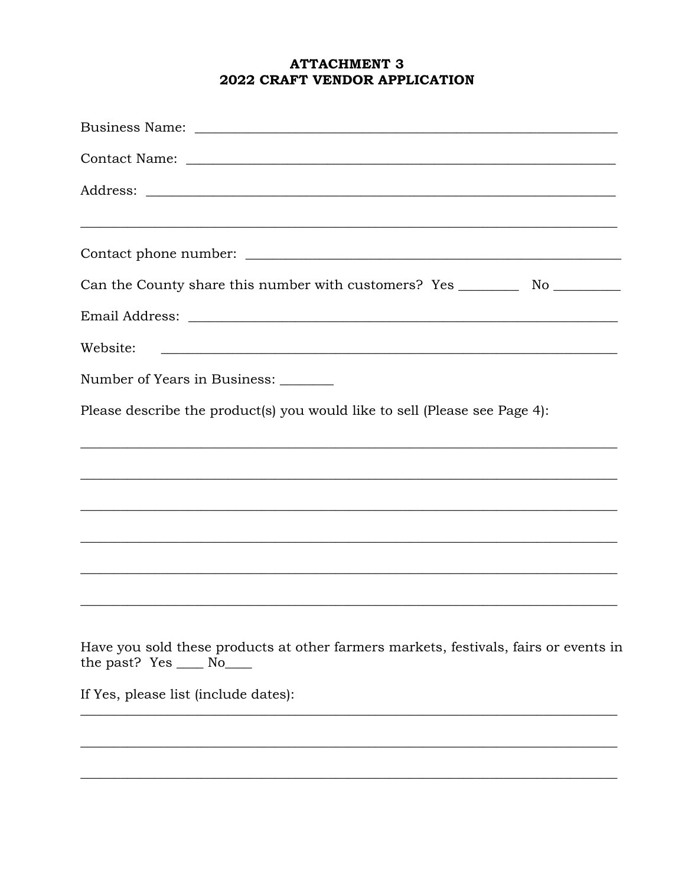# ATTACHMENT 3
# 2022 CRAFT VENDOR APPLICATION

Business Name: ___________________________________________________________

Contact Name: ____________________________________________________________

Address: ________________________________________________________________

_______________________________________________________________________

Contact phone number: ____________________________________________________

Can the County share this number with customers? Yes ________ No _________

Email Address: ____________________________________________________________

Website: _________________________________________________________________

Number of Years in Business: _______

Please describe the product(s) you would like to sell (Please see Page 4):

_______________________________________________________________________

_______________________________________________________________________

_______________________________________________________________________

_______________________________________________________________________

_______________________________________________________________________

_______________________________________________________________________

Have you sold these products at other farmers markets, festivals, fairs or events in the past? Yes ____ No____

If Yes, please list (include dates):

_______________________________________________________________________

_______________________________________________________________________

_______________________________________________________________________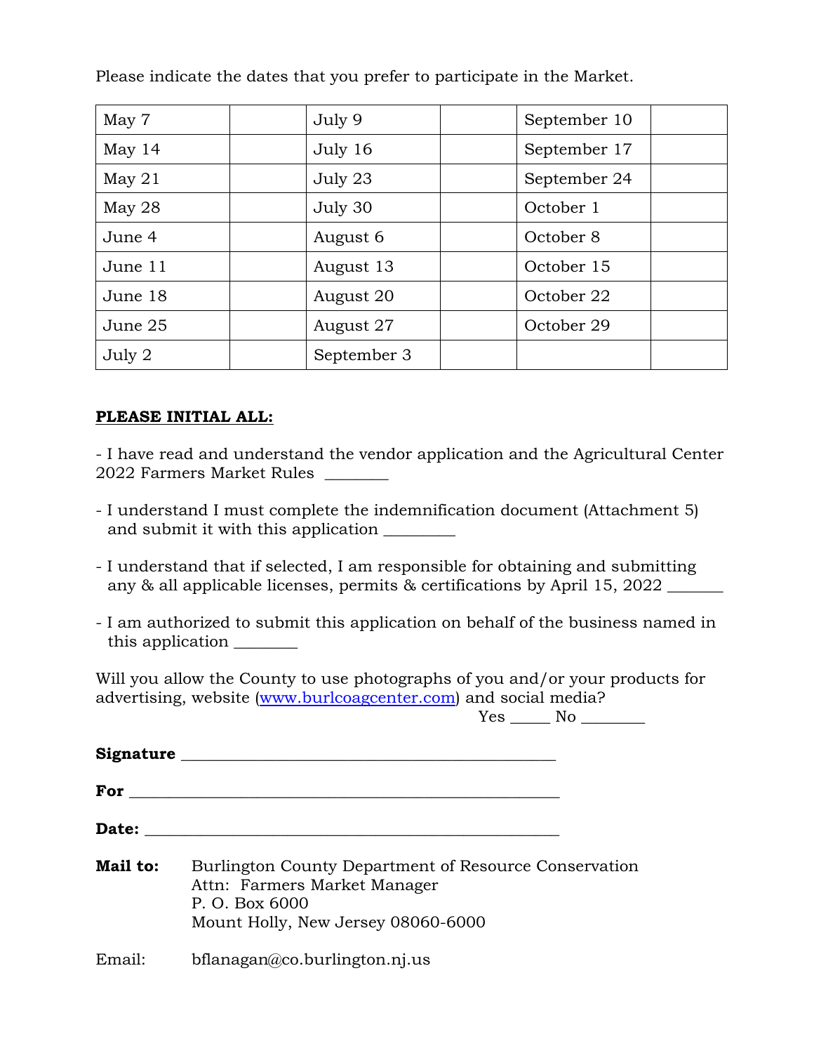Please indicate the dates that you prefer to participate in the Market.

| | | | | | |
|---|---|---|---|---|---|
| May 7 | | July 9 | | September 10 | |
| May 14 | | July 16 | | September 17 | |
| May 21 | | July 23 | | September 24 | |
| May 28 | | July 30 | | October 1 | |
| June 4 | | August 6 | | October 8 | |
| June 11 | | August 13 | | October 15 | |
| June 18 | | August 20 | | October 22 | |
| June 25 | | August 27 | | October 29 | |
| July 2 | | September 3 | | | |

**PLEASE INITIAL ALL:**

- I have read and understand the vendor application and the Agricultural Center 2022 Farmers Market Rules ________

- I understand I must complete the indemnification document (Attachment 5) and submit it with this application _________

- I understand that if selected, I am responsible for obtaining and submitting any & all applicable licenses, permits & certifications by April 15, 2022 _______

- I am authorized to submit this application on behalf of the business named in this application ________

Will you allow the County to use photographs of you and/or your products for advertising, website (www.burlcoagcenter.com) and social media?

Yes _____ No ________

**Signature** ______________________________________________

**For** ______________________________________________

**Date:** ______________________________________________

**Mail to:** Burlington County Department of Resource Conservation
Attn: Farmers Market Manager
P. O. Box 6000
Mount Holly, New Jersey 08060-6000

Email: bflanagan@co.burlington.nj.us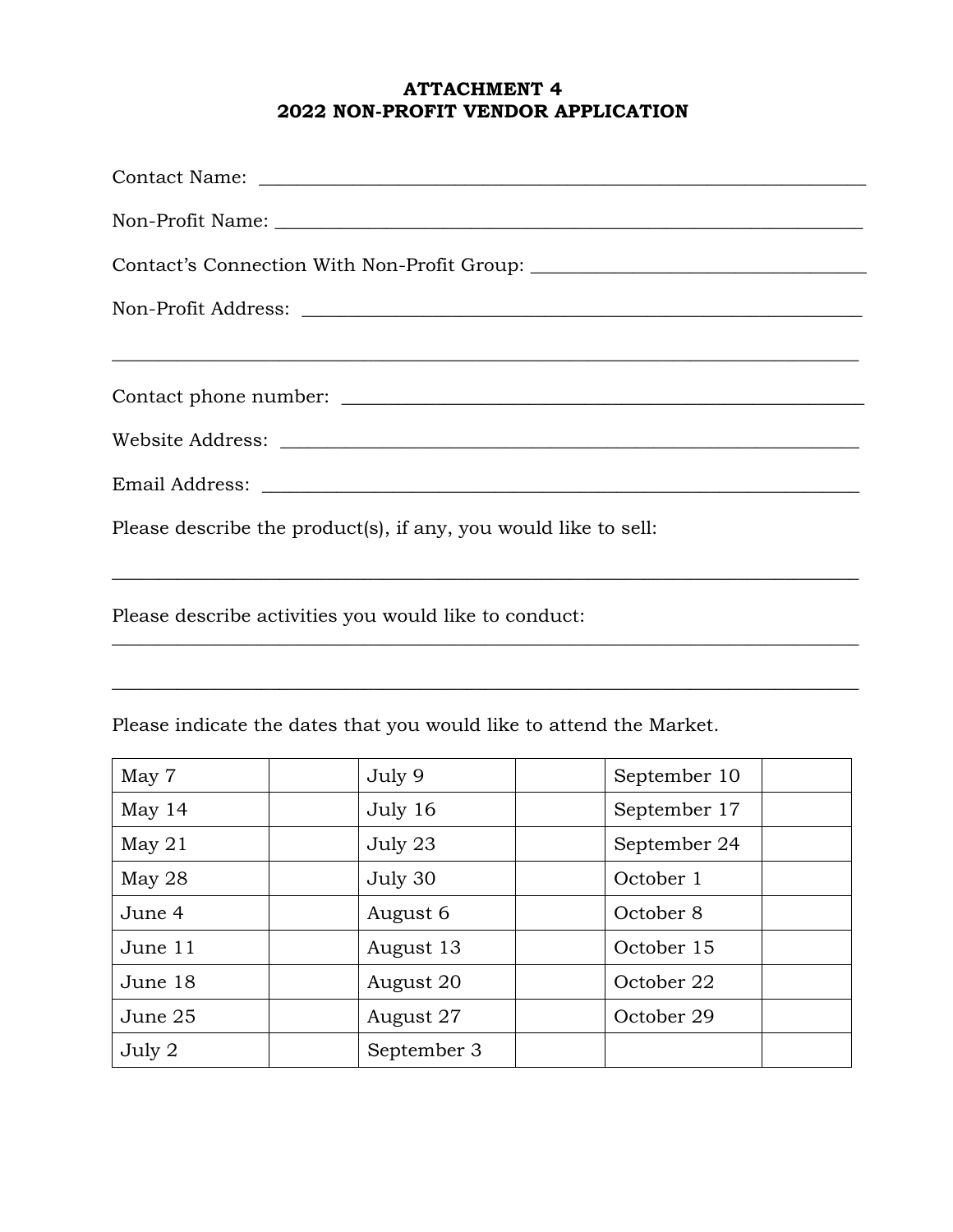# ATTACHMENT 4
# 2022 NON-PROFIT VENDOR APPLICATION

Contact Name: ______________________________________________________________

Non-Profit Name: ____________________________________________________________

Contact's Connection With Non-Profit Group: _________________________________

Non-Profit Address: __________________________________________________________

_____________________________________________________________________________

Contact phone number: _______________________________________________________

Website Address: ____________________________________________________________

Email Address: ______________________________________________________________

Please describe the product(s), if any, you would like to sell:

_____________________________________________________________________________

Please describe activities you would like to conduct:

_____________________________________________________________________________

_____________________________________________________________________________

Please indicate the dates that you would like to attend the Market.

| | | | | | |
|---|---|---|---|---|---|
| May 7 | | July 9 | | September 10 | |
| May 14 | | July 16 | | September 17 | |
| May 21 | | July 23 | | September 24 | |
| May 28 | | July 30 | | October 1 | |
| June 4 | | August 6 | | October 8 | |
| June 11 | | August 13 | | October 15 | |
| June 18 | | August 20 | | October 22 | |
| June 25 | | August 27 | | October 29 | |
| July 2 | | September 3 | | | |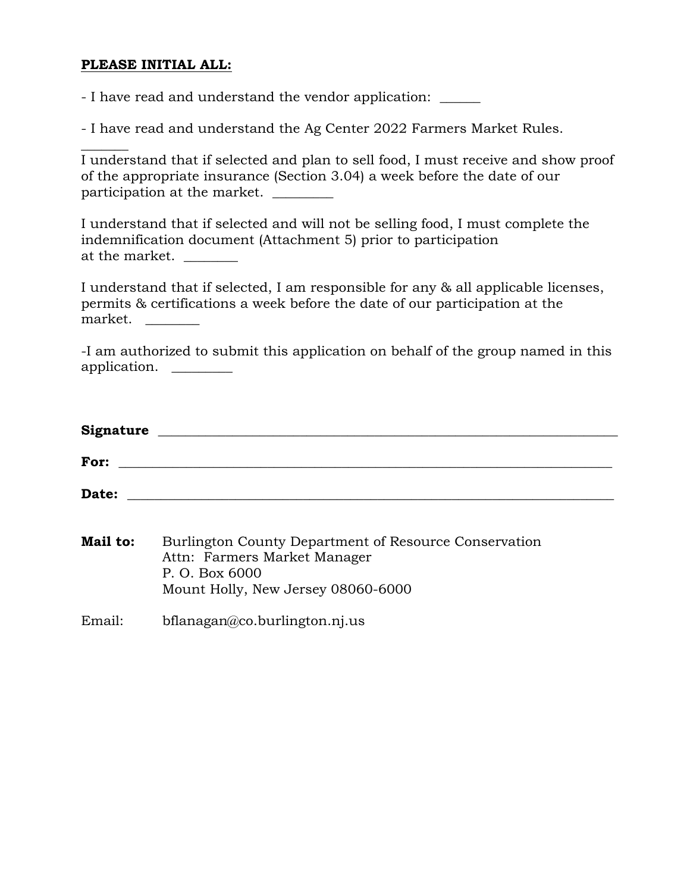**PLEASE INITIAL ALL:**

- I have read and understand the vendor application: ______

- I have read and understand the Ag Center 2022 Farmers Market Rules. _______

I understand that if selected and plan to sell food, I must receive and show proof of the appropriate insurance (Section 3.04) a week before the date of our participation at the market. _________

I understand that if selected and will not be selling food, I must complete the indemnification document (Attachment 5) prior to participation at the market. ________

I understand that if selected, I am responsible for any & all applicable licenses, permits & certifications a week before the date of our participation at the market. ________

-I am authorized to submit this application on behalf of the group named in this application. _________

**Signature** ______________________________________________________________________

**For:** __________________________________________________________________________

**Date:** _________________________________________________________________________

**Mail to:** Burlington County Department of Resource Conservation
Attn: Farmers Market Manager
P. O. Box 6000
Mount Holly, New Jersey 08060-6000

Email: bflanagan@co.burlington.nj.us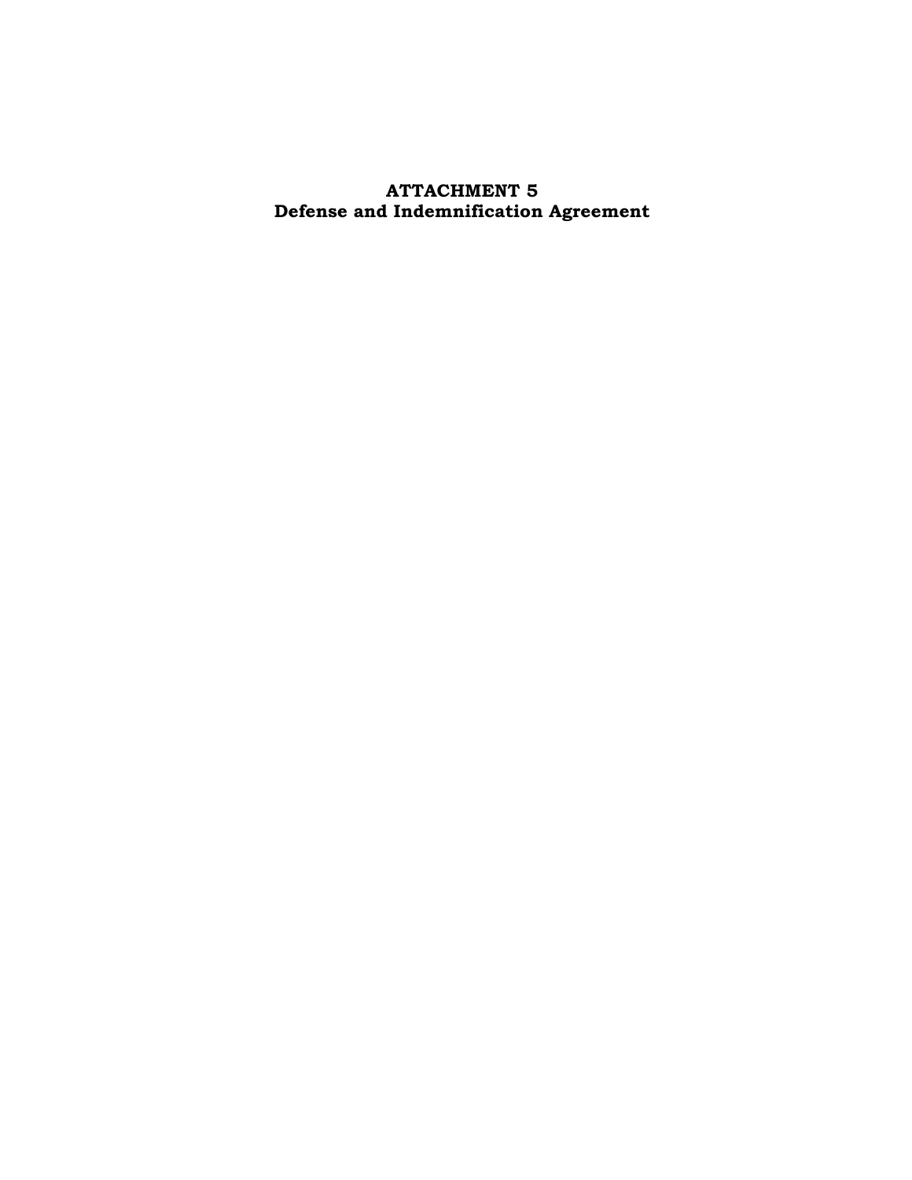# ATTACHMENT 5
# Defense and Indemnification Agreement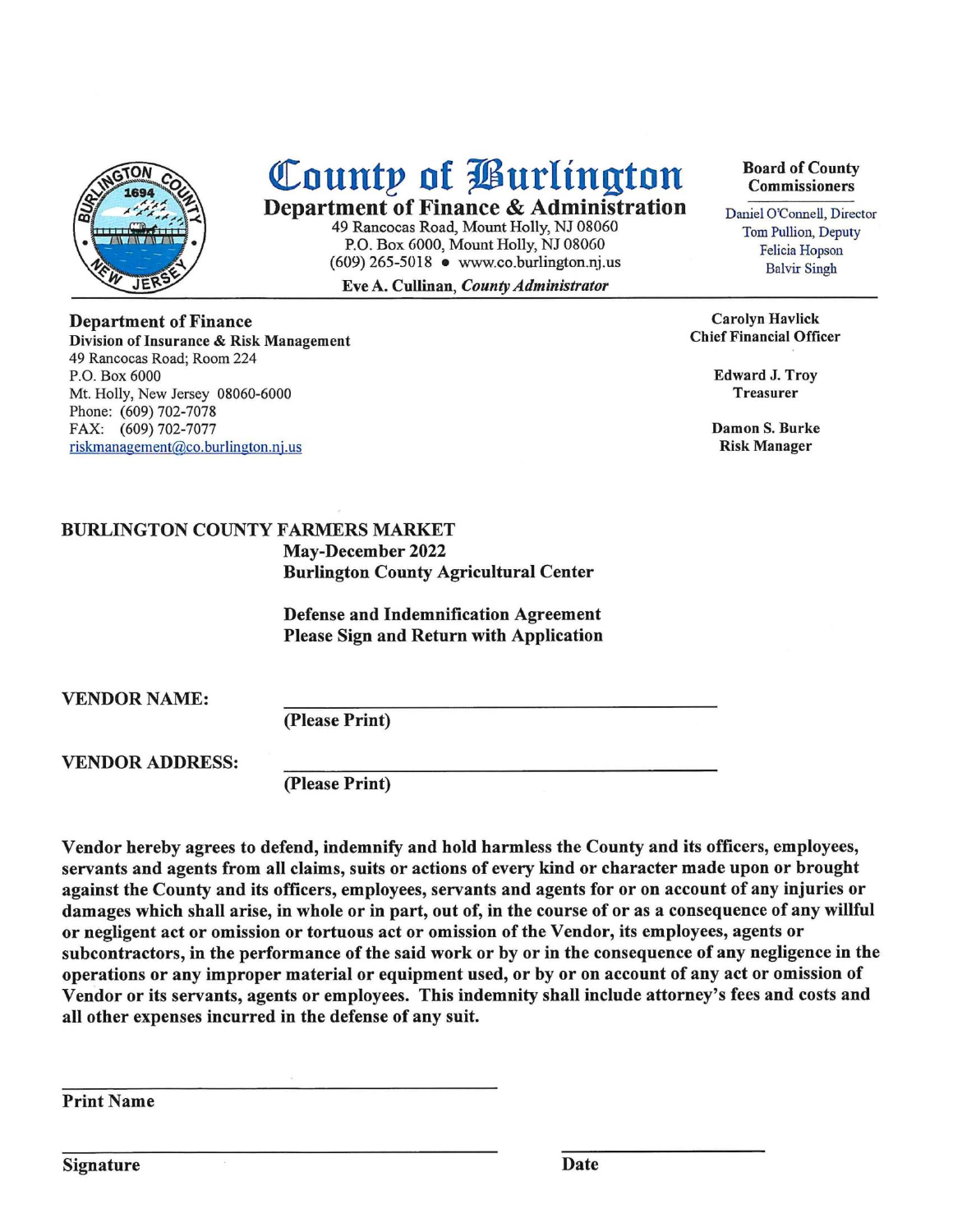# County of Burlington

## Department of Finance & Administration

49 Rancocas Road, Mount Holly, NJ 08060
P.O. Box 6000, Mount Holly, NJ 08060
(609) 265-5018 • www.co.burlington.nj.us

**Eve A. Cullinan, *County Administrator***

**Board of County Commissioners**

Daniel O'Connell, Director
Tom Pullion, Deputy
Felicia Hopson
Balvir Singh

---

**Department of Finance**
**Division of Insurance & Risk Management**
49 Rancocas Road; Room 224
P.O. Box 6000
Mt. Holly, New Jersey 08060-6000
Phone: (609) 702-7078
FAX: (609) 702-7077
riskmanagement@co.burlington.nj.us

**Carolyn Havlick**
**Chief Financial Officer**

**Edward J. Troy**
**Treasurer**

**Damon S. Burke**
**Risk Manager**

**BURLINGTON COUNTY FARMERS MARKET**
**May-December 2022**
**Burlington County Agricultural Center**

**Defense and Indemnification Agreement**
**Please Sign and Return with Application**

**VENDOR NAME:** ______________________________________
**(Please Print)**

**VENDOR ADDRESS:** ______________________________________
**(Please Print)**

**Vendor hereby agrees to defend, indemnify and hold harmless the County and its officers, employees, servants and agents from all claims, suits or actions of every kind or character made upon or brought against the County and its officers, employees, servants and agents for or on account of any injuries or damages which shall arise, in whole or in part, out of, in the course of or as a consequence of any willful or negligent act or omission or tortuous act or omission of the Vendor, its employees, agents or subcontractors, in the performance of the said work or by or in the consequence of any negligence in the operations or any improper material or equipment used, or by or on account of any act or omission of Vendor or its servants, agents or employees. This indemnity shall include attorney's fees and costs and all other expenses incurred in the defense of any suit.**

______________________________________
**Print Name**

______________________________________ ______________________
**Signature** **Date**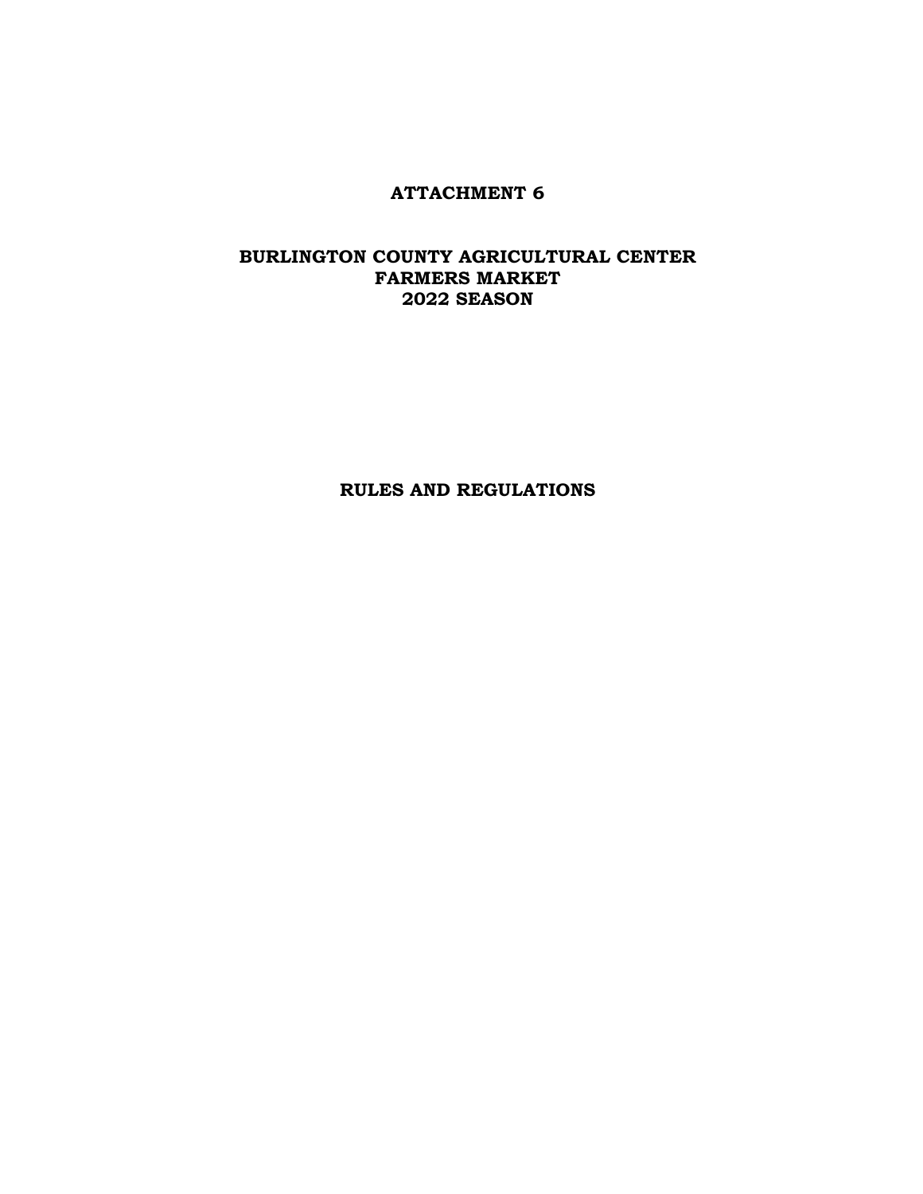# ATTACHMENT 6

## BURLINGTON COUNTY AGRICULTURAL CENTER
## FARMERS MARKET
## 2022 SEASON

## RULES AND REGULATIONS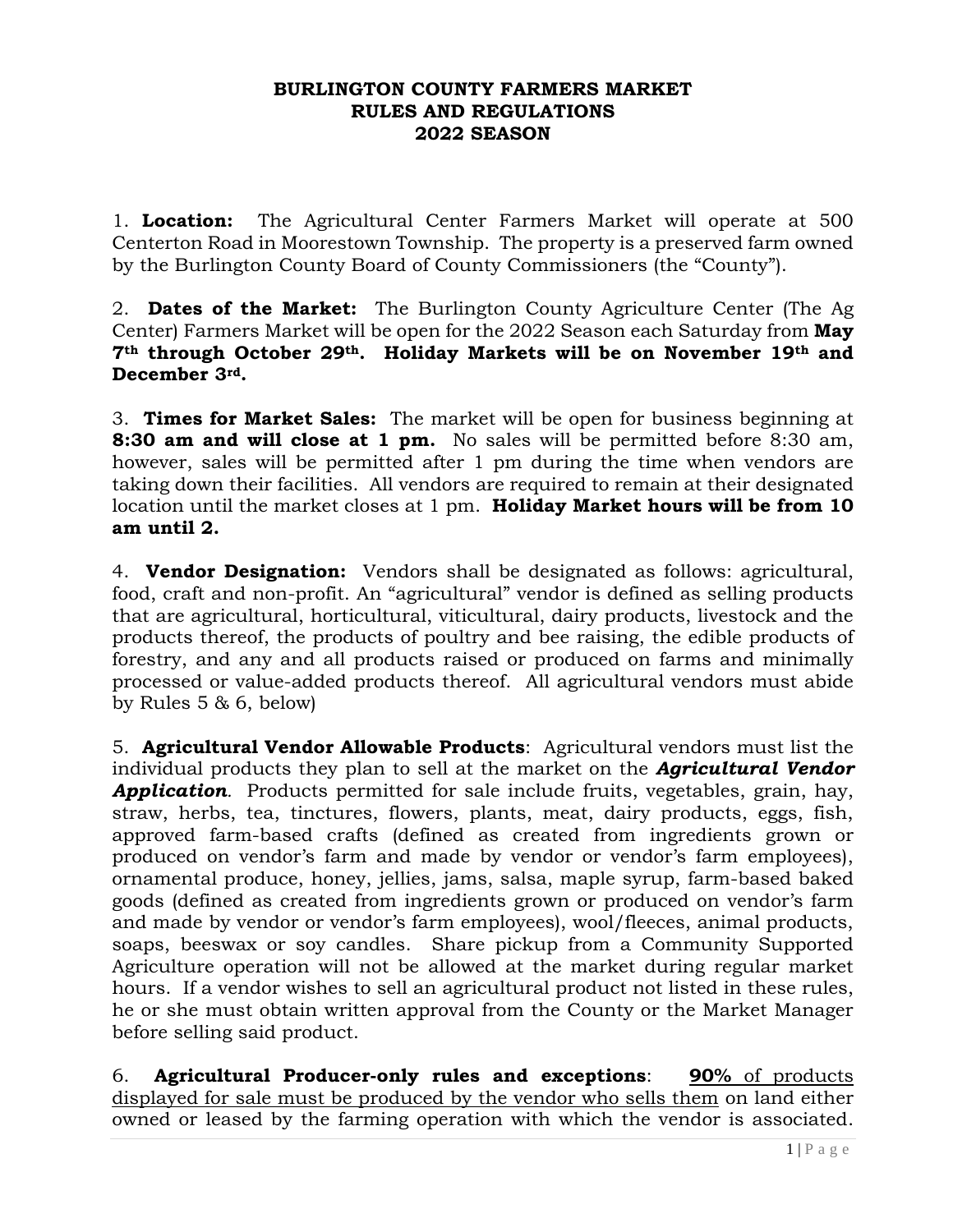# BURLINGTON COUNTY FARMERS MARKET
## RULES AND REGULATIONS
## 2022 SEASON

1. **Location:** The Agricultural Center Farmers Market will operate at 500 Centerton Road in Moorestown Township. The property is a preserved farm owned by the Burlington County Board of County Commissioners (the "County").

2. **Dates of the Market:** The Burlington County Agriculture Center (The Ag Center) Farmers Market will be open for the 2022 Season each Saturday from **May 7th through October 29th. Holiday Markets will be on November 19th and December 3rd.**

3. **Times for Market Sales:** The market will be open for business beginning at **8:30 am and will close at 1 pm.** No sales will be permitted before 8:30 am, however, sales will be permitted after 1 pm during the time when vendors are taking down their facilities. All vendors are required to remain at their designated location until the market closes at 1 pm. **Holiday Market hours will be from 10 am until 2.**

4. **Vendor Designation:** Vendors shall be designated as follows: agricultural, food, craft and non-profit. An "agricultural" vendor is defined as selling products that are agricultural, horticultural, viticultural, dairy products, livestock and the products thereof, the products of poultry and bee raising, the edible products of forestry, and any and all products raised or produced on farms and minimally processed or value-added products thereof. All agricultural vendors must abide by Rules 5 & 6, below)

5. **Agricultural Vendor Allowable Products**: Agricultural vendors must list the individual products they plan to sell at the market on the ***Agricultural Vendor Application***. Products permitted for sale include fruits, vegetables, grain, hay, straw, herbs, tea, tinctures, flowers, plants, meat, dairy products, eggs, fish, approved farm-based crafts (defined as created from ingredients grown or produced on vendor's farm and made by vendor or vendor's farm employees), ornamental produce, honey, jellies, jams, salsa, maple syrup, farm-based baked goods (defined as created from ingredients grown or produced on vendor's farm and made by vendor or vendor's farm employees), wool/fleeces, animal products, soaps, beeswax or soy candles. Share pickup from a Community Supported Agriculture operation will not be allowed at the market during regular market hours. If a vendor wishes to sell an agricultural product not listed in these rules, he or she must obtain written approval from the County or the Market Manager before selling said product.

6. **Agricultural Producer-only rules and exceptions**: **90%** of products displayed for sale must be produced by the vendor who sells them on land either owned or leased by the farming operation with which the vendor is associated.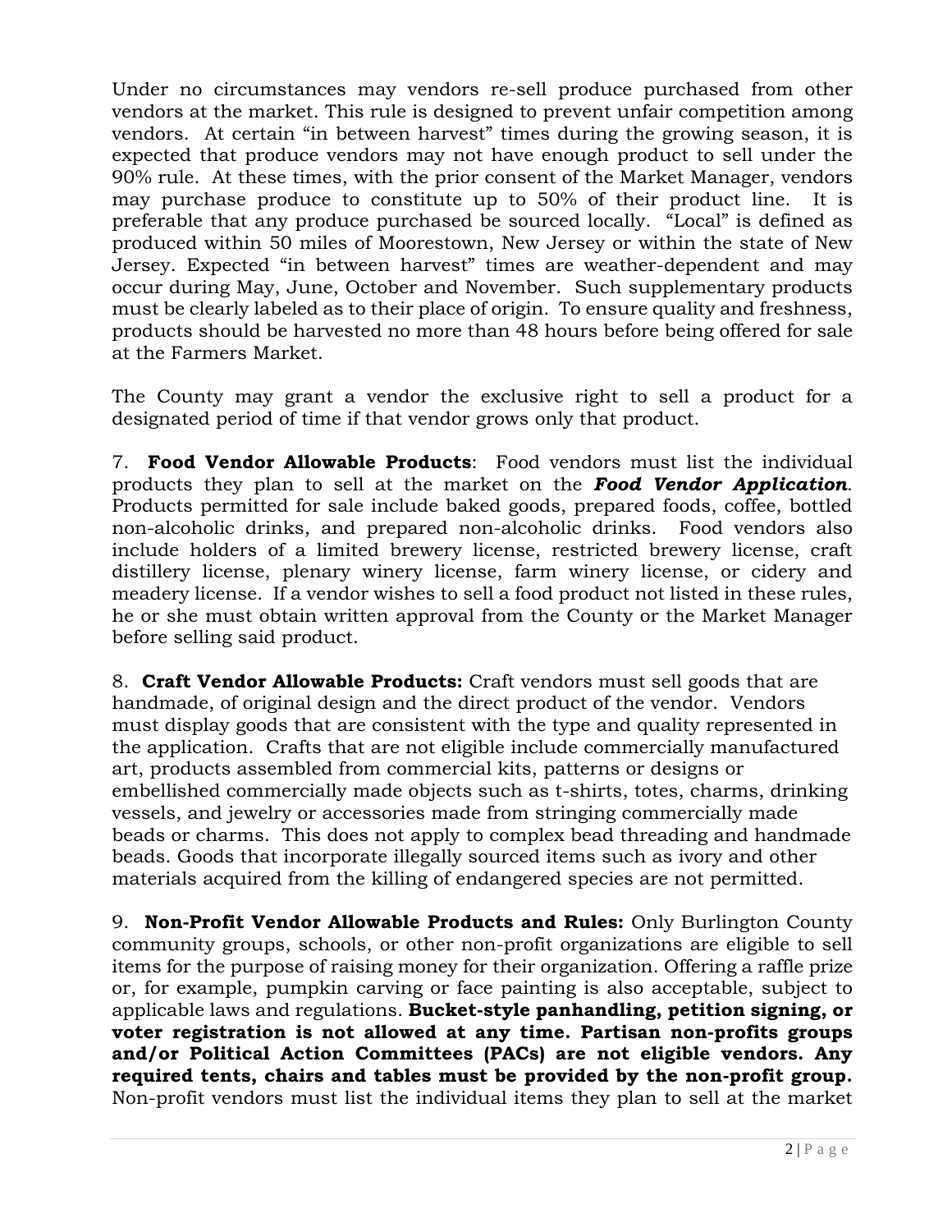Under no circumstances may vendors re-sell produce purchased from other vendors at the market. This rule is designed to prevent unfair competition among vendors. At certain "in between harvest" times during the growing season, it is expected that produce vendors may not have enough product to sell under the 90% rule. At these times, with the prior consent of the Market Manager, vendors may purchase produce to constitute up to 50% of their product line. It is preferable that any produce purchased be sourced locally. "Local" is defined as produced within 50 miles of Moorestown, New Jersey or within the state of New Jersey. Expected "in between harvest" times are weather-dependent and may occur during May, June, October and November. Such supplementary products must be clearly labeled as to their place of origin. To ensure quality and freshness, products should be harvested no more than 48 hours before being offered for sale at the Farmers Market.

The County may grant a vendor the exclusive right to sell a product for a designated period of time if that vendor grows only that product.

7. **Food Vendor Allowable Products**: Food vendors must list the individual products they plan to sell at the market on the ***Food Vendor Application***. Products permitted for sale include baked goods, prepared foods, coffee, bottled non-alcoholic drinks, and prepared non-alcoholic drinks. Food vendors also include holders of a limited brewery license, restricted brewery license, craft distillery license, plenary winery license, farm winery license, or cidery and meadery license. If a vendor wishes to sell a food product not listed in these rules, he or she must obtain written approval from the County or the Market Manager before selling said product.

8. **Craft Vendor Allowable Products:** Craft vendors must sell goods that are handmade, of original design and the direct product of the vendor. Vendors must display goods that are consistent with the type and quality represented in the application. Crafts that are not eligible include commercially manufactured art, products assembled from commercial kits, patterns or designs or embellished commercially made objects such as t-shirts, totes, charms, drinking vessels, and jewelry or accessories made from stringing commercially made beads or charms. This does not apply to complex bead threading and handmade beads. Goods that incorporate illegally sourced items such as ivory and other materials acquired from the killing of endangered species are not permitted.

9. **Non-Profit Vendor Allowable Products and Rules:** Only Burlington County community groups, schools, or other non-profit organizations are eligible to sell items for the purpose of raising money for their organization. Offering a raffle prize or, for example, pumpkin carving or face painting is also acceptable, subject to applicable laws and regulations. **Bucket-style panhandling, petition signing, or voter registration is not allowed at any time. Partisan non-profits groups and/or Political Action Committees (PACs) are not eligible vendors. Any required tents, chairs and tables must be provided by the non-profit group.** Non-profit vendors must list the individual items they plan to sell at the market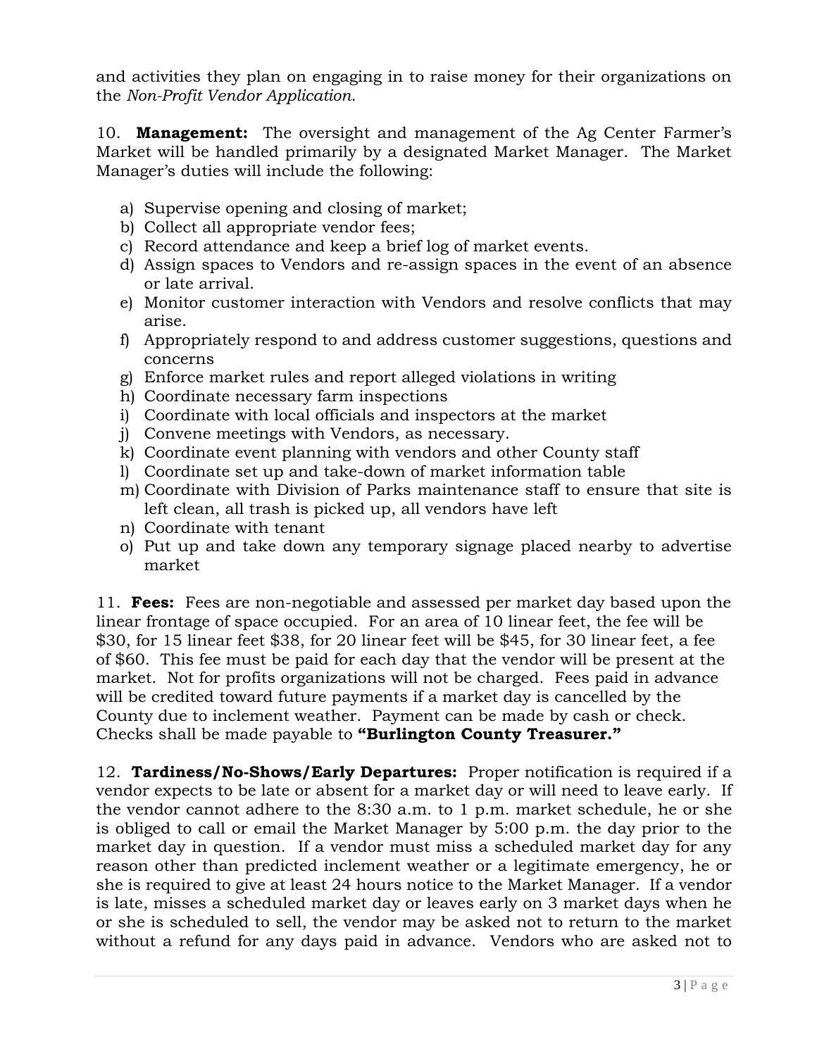and activities they plan on engaging in to raise money for their organizations on the *Non-Profit Vendor Application*.

10. **Management:** The oversight and management of the Ag Center Farmer's Market will be handled primarily by a designated Market Manager. The Market Manager's duties will include the following:

a) Supervise opening and closing of market;
b) Collect all appropriate vendor fees;
c) Record attendance and keep a brief log of market events.
d) Assign spaces to Vendors and re-assign spaces in the event of an absence or late arrival.
e) Monitor customer interaction with Vendors and resolve conflicts that may arise.
f) Appropriately respond to and address customer suggestions, questions and concerns
g) Enforce market rules and report alleged violations in writing
h) Coordinate necessary farm inspections
i) Coordinate with local officials and inspectors at the market
j) Convene meetings with Vendors, as necessary.
k) Coordinate event planning with vendors and other County staff
l) Coordinate set up and take-down of market information table
m) Coordinate with Division of Parks maintenance staff to ensure that site is left clean, all trash is picked up, all vendors have left
n) Coordinate with tenant
o) Put up and take down any temporary signage placed nearby to advertise market

11. **Fees:** Fees are non-negotiable and assessed per market day based upon the linear frontage of space occupied. For an area of 10 linear feet, the fee will be $30, for 15 linear feet $38, for 20 linear feet will be $45, for 30 linear feet, a fee of $60. This fee must be paid for each day that the vendor will be present at the market. Not for profits organizations will not be charged. Fees paid in advance will be credited toward future payments if a market day is cancelled by the County due to inclement weather. Payment can be made by cash or check. Checks shall be made payable to **"Burlington County Treasurer."**

12. **Tardiness/No-Shows/Early Departures:** Proper notification is required if a vendor expects to be late or absent for a market day or will need to leave early. If the vendor cannot adhere to the 8:30 a.m. to 1 p.m. market schedule, he or she is obliged to call or email the Market Manager by 5:00 p.m. the day prior to the market day in question. If a vendor must miss a scheduled market day for any reason other than predicted inclement weather or a legitimate emergency, he or she is required to give at least 24 hours notice to the Market Manager. If a vendor is late, misses a scheduled market day or leaves early on 3 market days when he or she is scheduled to sell, the vendor may be asked not to return to the market without a refund for any days paid in advance. Vendors who are asked not to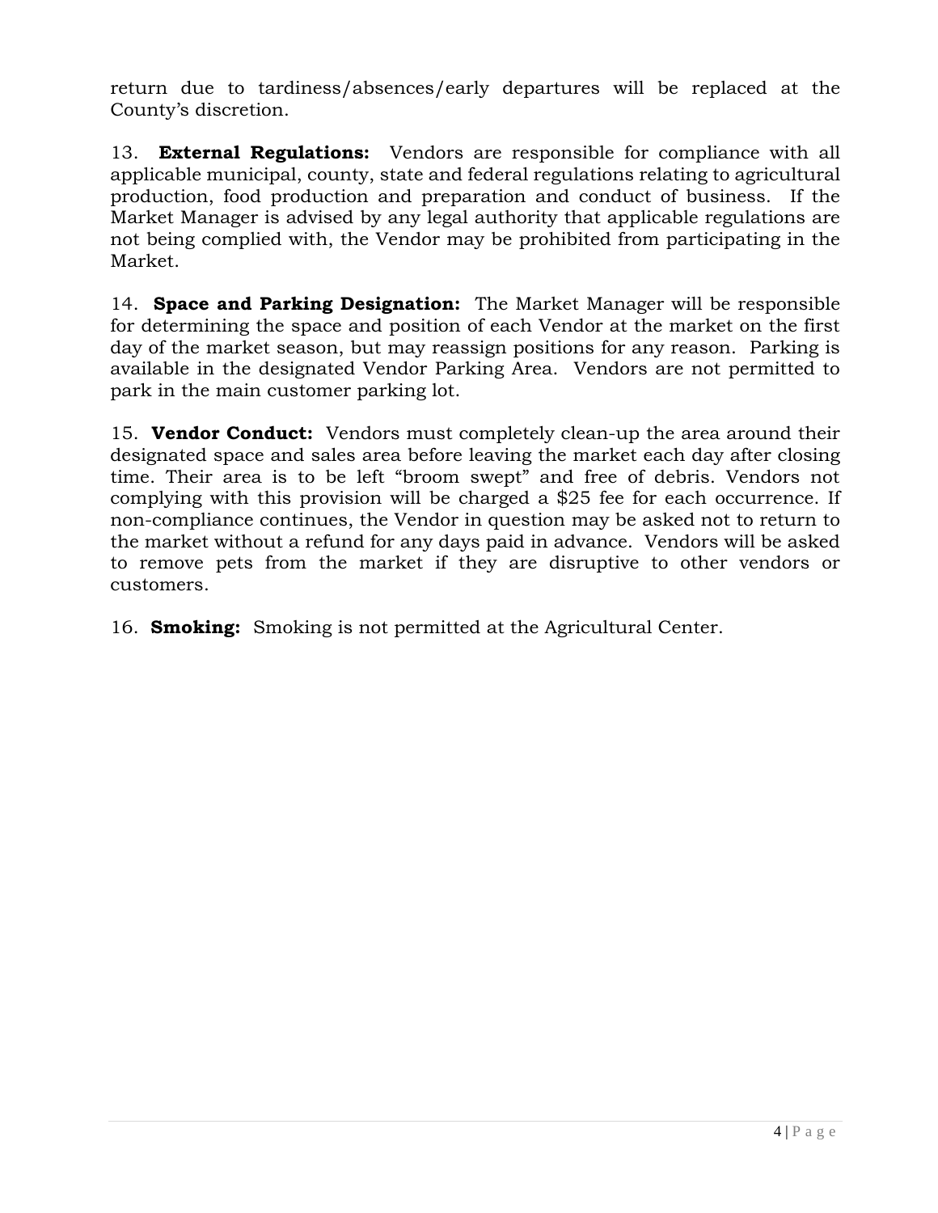return due to tardiness/absences/early departures will be replaced at the County's discretion.

13. **External Regulations:** Vendors are responsible for compliance with all applicable municipal, county, state and federal regulations relating to agricultural production, food production and preparation and conduct of business. If the Market Manager is advised by any legal authority that applicable regulations are not being complied with, the Vendor may be prohibited from participating in the Market.

14. **Space and Parking Designation:** The Market Manager will be responsible for determining the space and position of each Vendor at the market on the first day of the market season, but may reassign positions for any reason. Parking is available in the designated Vendor Parking Area. Vendors are not permitted to park in the main customer parking lot.

15. **Vendor Conduct:** Vendors must completely clean-up the area around their designated space and sales area before leaving the market each day after closing time. Their area is to be left "broom swept" and free of debris. Vendors not complying with this provision will be charged a $25 fee for each occurrence. If non-compliance continues, the Vendor in question may be asked not to return to the market without a refund for any days paid in advance. Vendors will be asked to remove pets from the market if they are disruptive to other vendors or customers.

16. **Smoking:** Smoking is not permitted at the Agricultural Center.